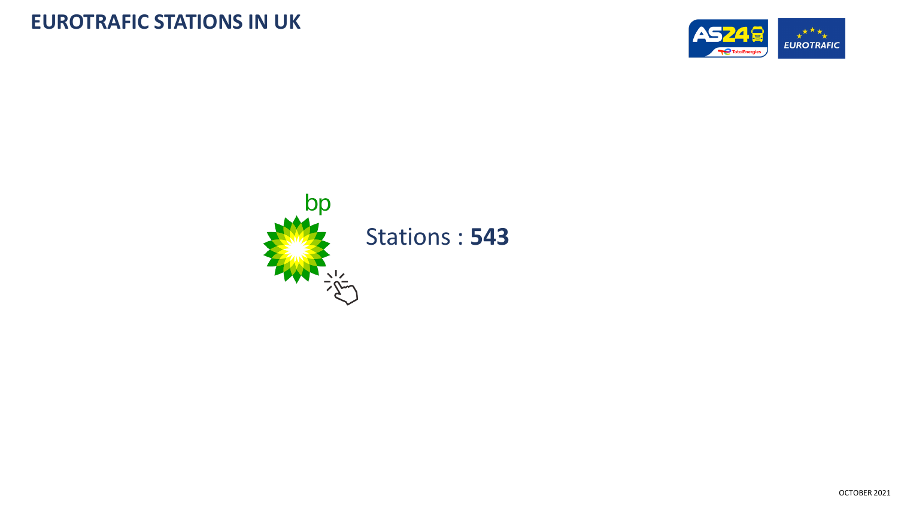# EUROTRAFIC STATIONS IN UK

bp

Stations : **543**

OCTOBER 2021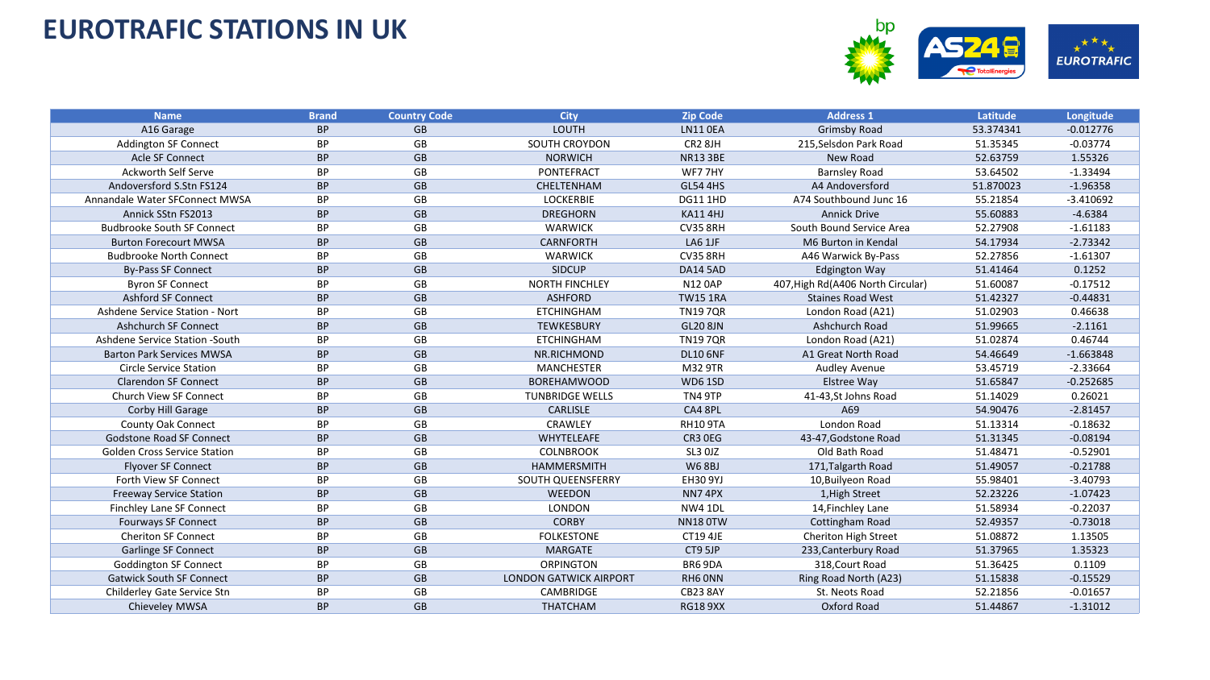# EUROTRAFIC STATIONS IN UK

| Name | Brand | Country Code | City | Zip Code | Address 1 | Latitude | Longitude |
|---|---|---|---|---|---|---|---|
| A16 Garage | BP | GB | LOUTH | LN11 0EA | Grimsby Road | 53.374341 | -0.012776 |
| Addington SF Connect | BP | GB | SOUTH CROYDON | CR2 8JH | 215,Selsdon Park Road | 51.35345 | -0.03774 |
| Acle SF Connect | BP | GB | NORWICH | NR13 3BE | New Road | 52.63759 | 1.55326 |
| Ackworth Self Serve | BP | GB | PONTEFRACT | WF7 7HY | Barnsley Road | 53.64502 | -1.33494 |
| Andoversford S.Stn FS124 | BP | GB | CHELTENHAM | GL54 4HS | A4 Andoversford | 51.870023 | -1.96358 |
| Annandale Water SFConnect MWSA | BP | GB | LOCKERBIE | DG11 1HD | A74 Southbound Junc 16 | 55.21854 | -3.410692 |
| Annick SStn FS2013 | BP | GB | DREGHORN | KA11 4HJ | Annick Drive | 55.60883 | -4.6384 |
| Budbrooke South SF Connect | BP | GB | WARWICK | CV35 8RH | South Bound Service Area | 52.27908 | -1.61183 |
| Burton Forecourt MWSA | BP | GB | CARNFORTH | LA6 1JF | M6 Burton in Kendal | 54.17934 | -2.73342 |
| Budbrooke North Connect | BP | GB | WARWICK | CV35 8RH | A46 Warwick By-Pass | 52.27856 | -1.61307 |
| By-Pass SF Connect | BP | GB | SIDCUP | DA14 5AD | Edgington Way | 51.41464 | 0.1252 |
| Byron SF Connect | BP | GB | NORTH FINCHLEY | N12 0AP | 407,High Rd(A406 North Circular) | 51.60087 | -0.17512 |
| Ashford SF Connect | BP | GB | ASHFORD | TW15 1RA | Staines Road West | 51.42327 | -0.44831 |
| Ashdene Service Station - Nort | BP | GB | ETCHINGHAM | TN19 7QR | London Road (A21) | 51.02903 | 0.46638 |
| Ashchurch SF Connect | BP | GB | TEWKESBURY | GL20 8JN | Ashchurch Road | 51.99665 | -2.1161 |
| Ashdene Service Station -South | BP | GB | ETCHINGHAM | TN19 7QR | London Road (A21) | 51.02874 | 0.46744 |
| Barton Park Services MWSA | BP | GB | NR.RICHMOND | DL10 6NF | A1 Great North Road | 54.46649 | -1.663848 |
| Circle Service Station | BP | GB | MANCHESTER | M32 9TR | Audley Avenue | 53.45719 | -2.33664 |
| Clarendon SF Connect | BP | GB | BOREHAMWOOD | WD6 1SD | Elstree Way | 51.65847 | -0.252685 |
| Church View SF Connect | BP | GB | TUNBRIDGE WELLS | TN4 9TP | 41-43,St Johns Road | 51.14029 | 0.26021 |
| Corby Hill Garage | BP | GB | CARLISLE | CA4 8PL | A69 | 54.90476 | -2.81457 |
| County Oak Connect | BP | GB | CRAWLEY | RH10 9TA | London Road | 51.13314 | -0.18632 |
| Godstone Road SF Connect | BP | GB | WHYTELEAFE | CR3 0EG | 43-47,Godstone Road | 51.31345 | -0.08194 |
| Golden Cross Service Station | BP | GB | COLNBROOK | SL3 0JZ | Old Bath Road | 51.48471 | -0.52901 |
| Flyover SF Connect | BP | GB | HAMMERSMITH | W6 8BJ | 171,Talgarth Road | 51.49057 | -0.21788 |
| Forth View SF Connect | BP | GB | SOUTH QUEENSFERRY | EH30 9YJ | 10,Builyeon Road | 55.98401 | -3.40793 |
| Freeway Service Station | BP | GB | WEEDON | NN7 4PX | 1,High Street | 52.23226 | -1.07423 |
| Finchley Lane SF Connect | BP | GB | LONDON | NW4 1DL | 14,Finchley Lane | 51.58934 | -0.22037 |
| Fourways SF Connect | BP | GB | CORBY | NN18 0TW | Cottingham Road | 52.49357 | -0.73018 |
| Cheriton SF Connect | BP | GB | FOLKESTONE | CT19 4JE | Cheriton High Street | 51.08872 | 1.13505 |
| Garlinge SF Connect | BP | GB | MARGATE | CT9 5JP | 233,Canterbury Road | 51.37965 | 1.35323 |
| Goddington SF Connect | BP | GB | ORPINGTON | BR6 9DA | 318,Court Road | 51.36425 | 0.1109 |
| Gatwick South SF Connect | BP | GB | LONDON GATWICK AIRPORT | RH6 0NN | Ring Road North (A23) | 51.15838 | -0.15529 |
| Childerley Gate Service Stn | BP | GB | CAMBRIDGE | CB23 8AY | St. Neots Road | 52.21856 | -0.01657 |
| Chieveley MWSA | BP | GB | THATCHAM | RG18 9XX | Oxford Road | 51.44867 | -1.31012 |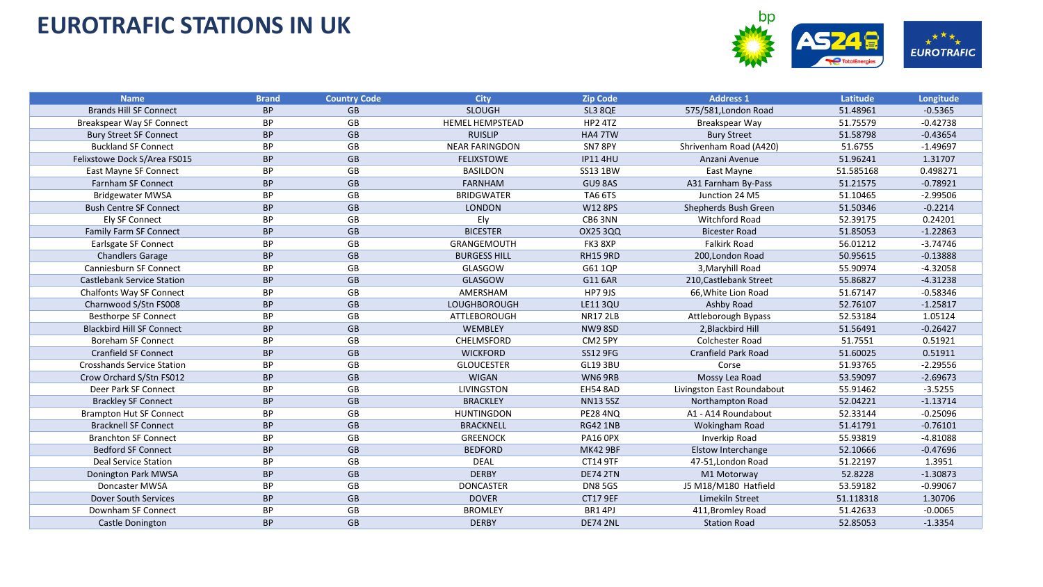# EUROTRAFIC STATIONS IN UK

| Name | Brand | Country Code | City | Zip Code | Address 1 | Latitude | Longitude |
|---|---|---|---|---|---|---|---|
| Brands Hill SF Connect | BP | GB | SLOUGH | SL3 8QE | 575/581,London Road | 51.48961 | -0.5365 |
| Breakspear Way SF Connect | BP | GB | HEMEL HEMPSTEAD | HP2 4TZ | Breakspear Way | 51.75579 | -0.42738 |
| Bury Street SF Connect | BP | GB | RUISLIP | HA4 7TW | Bury Street | 51.58798 | -0.43654 |
| Buckland SF Connect | BP | GB | NEAR FARINGDON | SN7 8PY | Shrivenham Road (A420) | 51.6755 | -1.49697 |
| Felixstowe Dock S/Area FS015 | BP | GB | FELIXSTOWE | IP11 4HU | Anzani Avenue | 51.96241 | 1.31707 |
| East Mayne SF Connect | BP | GB | BASILDON | SS13 1BW | East Mayne | 51.585168 | 0.498271 |
| Farnham SF Connect | BP | GB | FARNHAM | GU9 8AS | A31 Farnham By-Pass | 51.21575 | -0.78921 |
| Bridgewater MWSA | BP | GB | BRIDGWATER | TA6 6TS | Junction 24 M5 | 51.10465 | -2.99506 |
| Bush Centre SF Connect | BP | GB | LONDON | W12 8PS | Shepherds Bush Green | 51.50346 | -0.2214 |
| Ely SF Connect | BP | GB | Ely | CB6 3NN | Witchford Road | 52.39175 | 0.24201 |
| Family Farm SF Connect | BP | GB | BICESTER | OX25 3QQ | Bicester Road | 51.85053 | -1.22863 |
| Earlsgate SF Connect | BP | GB | GRANGEMOUTH | FK3 8XP | Falkirk Road | 56.01212 | -3.74746 |
| Chandlers Garage | BP | GB | BURGESS HILL | RH15 9RD | 200,London Road | 50.95615 | -0.13888 |
| Canniesburn SF Connect | BP | GB | GLASGOW | G61 1QP | 3,Maryhill Road | 55.90974 | -4.32058 |
| Castlebank Service Station | BP | GB | GLASGOW | G11 6AR | 210,Castlebank Street | 55.86827 | -4.31238 |
| Chalfonts Way SF Connect | BP | GB | AMERSHAM | HP7 9JS | 66,White Lion Road | 51.67147 | -0.58346 |
| Charnwood S/Stn FS008 | BP | GB | LOUGHBOROUGH | LE11 3QU | Ashby Road | 52.76107 | -1.25817 |
| Besthorpe SF Connect | BP | GB | ATTLEBOROUGH | NR17 2LB | Attleborough Bypass | 52.53184 | 1.05124 |
| Blackbird Hill SF Connect | BP | GB | WEMBLEY | NW9 8SD | 2,Blackbird Hill | 51.56491 | -0.26427 |
| Boreham SF Connect | BP | GB | CHELMSFORD | CM2 5PY | Colchester Road | 51.7551 | 0.51921 |
| Cranfield SF Connect | BP | GB | WICKFORD | SS12 9FG | Cranfield Park Road | 51.60025 | 0.51911 |
| Crosshands Service Station | BP | GB | GLOUCESTER | GL19 3BU | Corse | 51.93765 | -2.29556 |
| Crow Orchard S/Stn FS012 | BP | GB | WIGAN | WN6 9RB | Mossy Lea Road | 53.59097 | -2.69673 |
| Deer Park SF Connect | BP | GB | LIVINGSTON | EH54 8AD | Livingston East Roundabout | 55.91462 | -3.5255 |
| Brackley SF Connect | BP | GB | BRACKLEY | NN13 5SZ | Northampton Road | 52.04221 | -1.13714 |
| Brampton Hut SF Connect | BP | GB | HUNTINGDON | PE28 4NQ | A1 - A14 Roundabout | 52.33144 | -0.25096 |
| Bracknell SF Connect | BP | GB | BRACKNELL | RG42 1NB | Wokingham Road | 51.41791 | -0.76101 |
| Branchton SF Connect | BP | GB | GREENOCK | PA16 0PX | Inverkip Road | 55.93819 | -4.81088 |
| Bedford SF Connect | BP | GB | BEDFORD | MK42 9BF | Elstow Interchange | 52.10666 | -0.47696 |
| Deal Service Station | BP | GB | DEAL | CT14 9TF | 47-51,London Road | 51.22197 | 1.3951 |
| Donington Park MWSA | BP | GB | DERBY | DE74 2TN | M1 Motorway | 52.8228 | -1.30873 |
| Doncaster MWSA | BP | GB | DONCASTER | DN8 5GS | J5 M18/M180 Hatfield | 53.59182 | -0.99067 |
| Dover South Services | BP | GB | DOVER | CT17 9EF | Limekiln Street | 51.118318 | 1.30706 |
| Downham SF Connect | BP | GB | BROMLEY | BR1 4PJ | 411,Bromley Road | 51.42633 | -0.0065 |
| Castle Donington | BP | GB | DERBY | DE74 2NL | Station Road | 52.85053 | -1.3354 |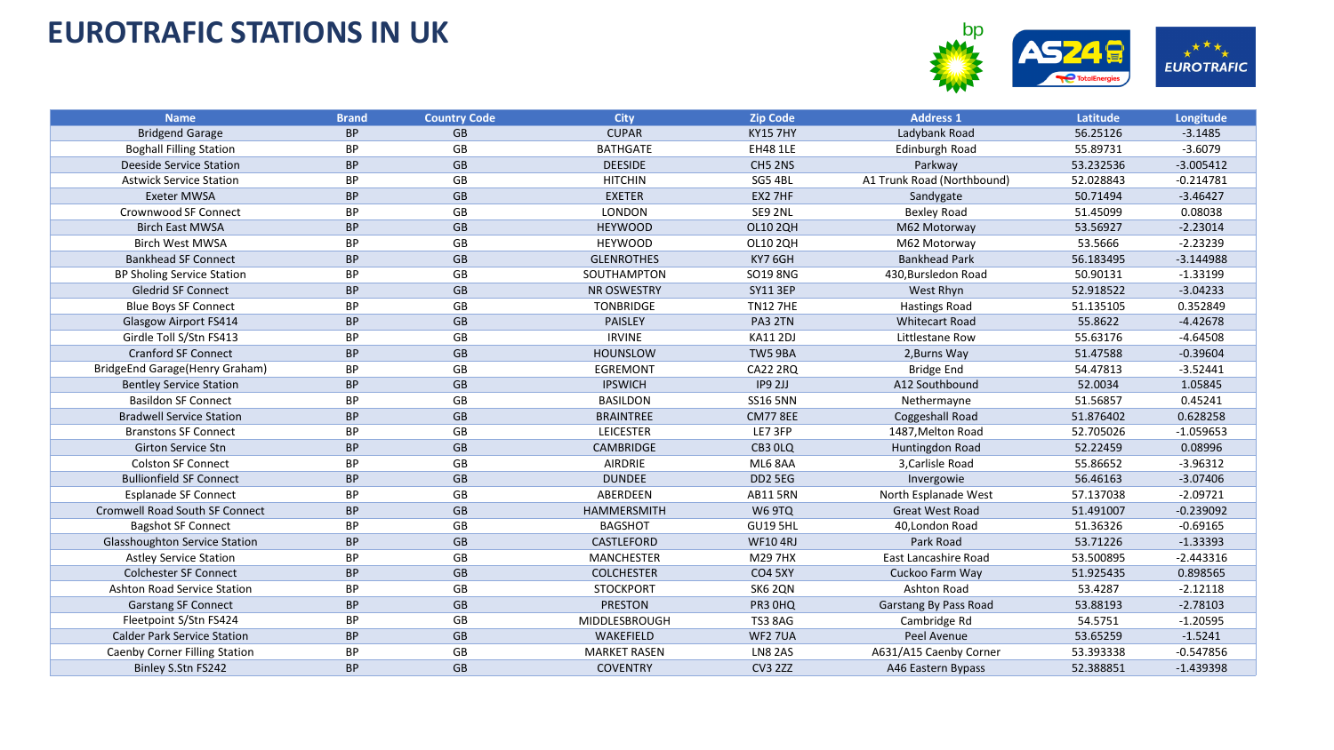# EUROTRAFIC STATIONS IN UK

| Name | Brand | Country Code | City | Zip Code | Address 1 | Latitude | Longitude |
|---|---|---|---|---|---|---|---|
| Bridgend Garage | BP | GB | CUPAR | KY15 7HY | Ladybank Road | 56.25126 | -3.1485 |
| Boghall Filling Station | BP | GB | BATHGATE | EH48 1LE | Edinburgh Road | 55.89731 | -3.6079 |
| Deeside Service Station | BP | GB | DEESIDE | CH5 2NS | Parkway | 53.232536 | -3.005412 |
| Astwick Service Station | BP | GB | HITCHIN | SG5 4BL | A1 Trunk Road (Northbound) | 52.028843 | -0.214781 |
| Exeter MWSA | BP | GB | EXETER | EX2 7HF | Sandygate | 50.71494 | -3.46427 |
| Crownwood SF Connect | BP | GB | LONDON | SE9 2NL | Bexley Road | 51.45099 | 0.08038 |
| Birch East MWSA | BP | GB | HEYWOOD | OL10 2QH | M62 Motorway | 53.56927 | -2.23014 |
| Birch West MWSA | BP | GB | HEYWOOD | OL10 2QH | M62 Motorway | 53.5666 | -2.23239 |
| Bankhead SF Connect | BP | GB | GLENROTHES | KY7 6GH | Bankhead Park | 56.183495 | -3.144988 |
| BP Sholing Service Station | BP | GB | SOUTHAMPTON | SO19 8NG | 430,Bursledon Road | 50.90131 | -1.33199 |
| Gledrid SF Connect | BP | GB | NR OSWESTRY | SY11 3EP | West Rhyn | 52.918522 | -3.04233 |
| Blue Boys SF Connect | BP | GB | TONBRIDGE | TN12 7HE | Hastings Road | 51.135105 | 0.352849 |
| Glasgow Airport FS414 | BP | GB | PAISLEY | PA3 2TN | Whitecart Road | 55.8622 | -4.42678 |
| Girdle Toll S/Stn FS413 | BP | GB | IRVINE | KA11 2DJ | Littlestane Row | 55.63176 | -4.64508 |
| Cranford SF Connect | BP | GB | HOUNSLOW | TW5 9BA | 2,Burns Way | 51.47588 | -0.39604 |
| BridgeEnd Garage(Henry Graham) | BP | GB | EGREMONT | CA22 2RQ | Bridge End | 54.47813 | -3.52441 |
| Bentley Service Station | BP | GB | IPSWICH | IP9 2JJ | A12 Southbound | 52.0034 | 1.05845 |
| Basildon SF Connect | BP | GB | BASILDON | SS16 5NN | Nethermayne | 51.56857 | 0.45241 |
| Bradwell Service Station | BP | GB | BRAINTREE | CM77 8EE | Coggeshall Road | 51.876402 | 0.628258 |
| Branstons SF Connect | BP | GB | LEICESTER | LE7 3FP | 1487,Melton Road | 52.705026 | -1.059653 |
| Girton Service Stn | BP | GB | CAMBRIDGE | CB3 0LQ | Huntingdon Road | 52.22459 | 0.08996 |
| Colston SF Connect | BP | GB | AIRDRIE | ML6 8AA | 3,Carlisle Road | 55.86652 | -3.96312 |
| Bullionfield SF Connect | BP | GB | DUNDEE | DD2 5EG | Invergowie | 56.46163 | -3.07406 |
| Esplanade SF Connect | BP | GB | ABERDEEN | AB11 5RN | North Esplanade West | 57.137038 | -2.09721 |
| Cromwell Road South SF Connect | BP | GB | HAMMERSMITH | W6 9TQ | Great West Road | 51.491007 | -0.239092 |
| Bagshot SF Connect | BP | GB | BAGSHOT | GU19 5HL | 40,London Road | 51.36326 | -0.69165 |
| Glasshoughton Service Station | BP | GB | CASTLEFORD | WF10 4RJ | Park Road | 53.71226 | -1.33393 |
| Astley Service Station | BP | GB | MANCHESTER | M29 7HX | East Lancashire Road | 53.500895 | -2.443316 |
| Colchester SF Connect | BP | GB | COLCHESTER | CO4 5XY | Cuckoo Farm Way | 51.925435 | 0.898565 |
| Ashton Road Service Station | BP | GB | STOCKPORT | SK6 2QN | Ashton Road | 53.4287 | -2.12118 |
| Garstang SF Connect | BP | GB | PRESTON | PR3 0HQ | Garstang By Pass Road | 53.88193 | -2.78103 |
| Fleetpoint S/Stn FS424 | BP | GB | MIDDLESBROUGH | TS3 8AG | Cambridge Rd | 54.5751 | -1.20595 |
| Calder Park Service Station | BP | GB | WAKEFIELD | WF2 7UA | Peel Avenue | 53.65259 | -1.5241 |
| Caenby Corner Filling Station | BP | GB | MARKET RASEN | LN8 2AS | A631/A15 Caenby Corner | 53.393338 | -0.547856 |
| Binley S.Stn FS242 | BP | GB | COVENTRY | CV3 2ZZ | A46 Eastern Bypass | 52.388851 | -1.439398 |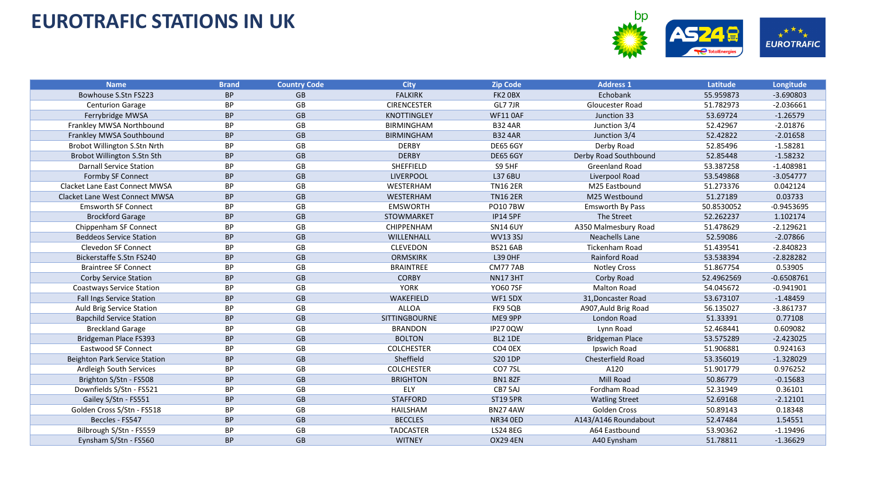# EUROTRAFIC STATIONS IN UK

| Name | Brand | Country Code | City | Zip Code | Address 1 | Latitude | Longitude |
|---|---|---|---|---|---|---|---|
| Bowhouse S.Stn FS223 | BP | GB | FALKIRK | FK2 0BX | Echobank | 55.959873 | -3.690803 |
| Centurion Garage | BP | GB | CIRENCESTER | GL7 7JR | Gloucester Road | 51.782973 | -2.036661 |
| Ferrybridge MWSA | BP | GB | KNOTTINGLEY | WF11 0AF | Junction 33 | 53.69724 | -1.26579 |
| Frankley MWSA Northbound | BP | GB | BIRMINGHAM | B32 4AR | Junction 3/4 | 52.42967 | -2.01876 |
| Frankley MWSA Southbound | BP | GB | BIRMINGHAM | B32 4AR | Junction 3/4 | 52.42822 | -2.01658 |
| Brobot Willington S.Stn Nrth | BP | GB | DERBY | DE65 6GY | Derby Road | 52.85496 | -1.58281 |
| Brobot Willington S.Stn Sth | BP | GB | DERBY | DE65 6GY | Derby Road Southbound | 52.85448 | -1.58232 |
| Darnall Service Station | BP | GB | SHEFFIELD | S9 5HF | Greenland Road | 53.387258 | -1.408981 |
| Formby SF Connect | BP | GB | LIVERPOOL | L37 6BU | Liverpool Road | 53.549868 | -3.054777 |
| Clacket Lane East Connect MWSA | BP | GB | WESTERHAM | TN16 2ER | M25 Eastbound | 51.273376 | 0.042124 |
| Clacket Lane West Connect MWSA | BP | GB | WESTERHAM | TN16 2ER | M25 Westbound | 51.27189 | 0.03733 |
| Emsworth SF Connect | BP | GB | EMSWORTH | PO10 7BW | Emsworth By Pass | 50.8530052 | -0.9453695 |
| Brockford Garage | BP | GB | STOWMARKET | IP14 5PF | The Street | 52.262237 | 1.102174 |
| Chippenham SF Connect | BP | GB | CHIPPENHAM | SN14 6UY | A350 Malmesbury Road | 51.478629 | -2.129621 |
| Beddeos Service Station | BP | GB | WILLENHALL | WV13 3SJ | Neachells Lane | 52.59086 | -2.07866 |
| Clevedon SF Connect | BP | GB | CLEVEDON | BS21 6AB | Tickenham Road | 51.439541 | -2.840823 |
| Bickerstaffe S.Stn FS240 | BP | GB | ORMSKIRK | L39 0HF | Rainford Road | 53.538394 | -2.828282 |
| Braintree SF Connect | BP | GB | BRAINTREE | CM77 7AB | Notley Cross | 51.867754 | 0.53905 |
| Corby Service Station | BP | GB | CORBY | NN17 3HT | Corby Road | 52.4962569 | -0.6508761 |
| Coastways Service Station | BP | GB | YORK | YO60 7SF | Malton Road | 54.045672 | -0.941901 |
| Fall Ings Service Station | BP | GB | WAKEFIELD | WF1 5DX | 31,Doncaster Road | 53.673107 | -1.48459 |
| Auld Brig Service Station | BP | GB | ALLOA | FK9 5QB | A907,Auld Brig Road | 56.135027 | -3.861737 |
| Bapchild Service Station | BP | GB | SITTINGBOURNE | ME9 9PP | London Road | 51.33391 | 0.77108 |
| Breckland Garage | BP | GB | BRANDON | IP27 0QW | Lynn Road | 52.468441 | 0.609082 |
| Bridgeman Place FS393 | BP | GB | BOLTON | BL2 1DE | Bridgeman Place | 53.575289 | -2.423025 |
| Eastwood SF Connect | BP | GB | COLCHESTER | CO4 0EX | Ipswich Road | 51.906881 | 0.924163 |
| Beighton Park Service Station | BP | GB | Sheffield | S20 1DP | Chesterfield Road | 53.356019 | -1.328029 |
| Ardleigh South Services | BP | GB | COLCHESTER | CO7 7SL | A120 | 51.901779 | 0.976252 |
| Brighton S/Stn - FS508 | BP | GB | BRIGHTON | BN1 8ZF | Mill Road | 50.86779 | -0.15683 |
| Downfields S/Stn - FS521 | BP | GB | ELY | CB7 5AJ | Fordham Road | 52.31949 | 0.36101 |
| Gailey S/Stn - FS551 | BP | GB | STAFFORD | ST19 5PR | Watling Street | 52.69168 | -2.12101 |
| Golden Cross S/Stn - FS518 | BP | GB | HAILSHAM | BN27 4AW | Golden Cross | 50.89143 | 0.18348 |
| Beccles - FS547 | BP | GB | BECCLES | NR34 0ED | A143/A146 Roundabout | 52.47484 | 1.54551 |
| Bilbrough S/Stn - FS559 | BP | GB | TADCASTER | LS24 8EG | A64 Eastbound | 53.90362 | -1.19496 |
| Eynsham S/Stn - FS560 | BP | GB | WITNEY | OX29 4EN | A40 Eynsham | 51.78811 | -1.36629 |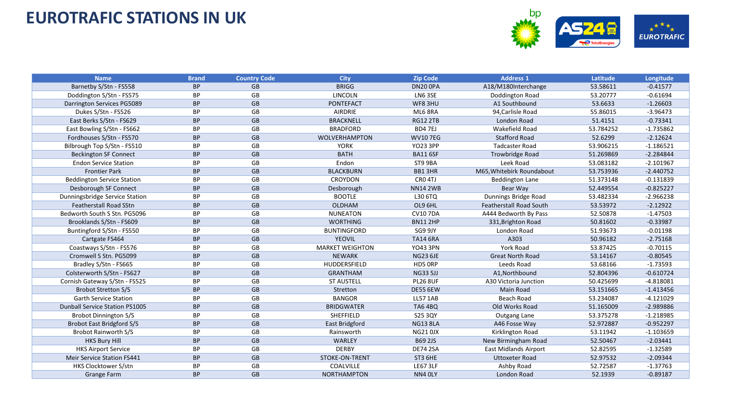# EUROTRAFIC STATIONS IN UK

| Name | Brand | Country Code | City | Zip Code | Address 1 | Latitude | Longitude |
|---|---|---|---|---|---|---|---|
| Barnetby S/Stn - FS558 | BP | GB | BRIGG | DN20 0PA | A18/M180Interchange | 53.58611 | -0.41577 |
| Doddington S/Stn - FS575 | BP | GB | LINCOLN | LN6 3SE | Doddington Road | 53.20777 | -0.61694 |
| Darrington Services PG5089 | BP | GB | PONTEFACT | WF8 3HU | A1 Southbound | 53.6633 | -1.26603 |
| Dukes S/Stn - FS526 | BP | GB | AIRDRIE | ML6 8RA | 94,Carlisle Road | 55.86015 | -3.96473 |
| East Berks S/Stn - FS629 | BP | GB | BRACKNELL | RG12 2TB | London Road | 51.4151 | -0.73341 |
| East Bowling S/Stn - FS662 | BP | GB | BRADFORD | BD4 7EJ | Wakefield Road | 53.784252 | -1.735862 |
| Fordhouses S/Stn - FS570 | BP | GB | WOLVERHAMPTON | WV10 7EG | Stafford Road | 52.6299 | -2.12624 |
| Bilbrough Top S/Stn - FS510 | BP | GB | YORK | YO23 3PP | Tadcaster Road | 53.906215 | -1.186521 |
| Beckington SF Connect | BP | GB | BATH | BA11 6SF | Trowbridge Road | 51.269869 | -2.284844 |
| Endon Service Station | BP | GB | Endon | ST9 9BA | Leek Road | 53.083182 | -2.101967 |
| Frontier Park | BP | GB | BLACKBURN | BB1 3HR | M65,Whitebirk Roundabout | 53.753936 | -2.440752 |
| Beddington Service Station | BP | GB | CROYDON | CR0 4TJ | Beddington Lane | 51.373148 | -0.131839 |
| Desborough SF Connect | BP | GB | Desborough | NN14 2WB | Bear Way | 52.449554 | -0.825227 |
| Dunningsbridge Service Station | BP | GB | BOOTLE | L30 6TQ | Dunnings Bridge Road | 53.482334 | -2.966238 |
| Featherstall Road SStn | BP | GB | OLDHAM | OL9 6HL | Featherstall Road South | 53.53972 | -2.12922 |
| Bedworth South S Stn. PG5096 | BP | GB | NUNEATON | CV10 7DA | A444 Bedworth By Pass | 52.50878 | -1.47503 |
| Brooklands S/Stn - FS609 | BP | GB | WORTHING | BN11 2HP | 331,Brighton Road | 50.81602 | -0.33987 |
| Buntingford S/Stn - FS550 | BP | GB | BUNTINGFORD | SG9 9JY | London Road | 51.93673 | -0.01198 |
| Cartgate FS464 | BP | GB | YEOVIL | TA14 6RA | A303 | 50.96182 | -2.75168 |
| Coastways S/Stn - FS576 | BP | GB | MARKET WEIGHTON | YO43 3PN | York Road | 53.87425 | -0.70115 |
| Cromwell S Stn. PG5099 | BP | GB | NEWARK | NG23 6JE | Great North Road | 53.14167 | -0.80545 |
| Bradley S/Stn - FS665 | BP | GB | HUDDERSFIELD | HD5 0RP | Leeds Road | 53.68166 | -1.73593 |
| Colsterworth S/Stn - FS627 | BP | GB | GRANTHAM | NG33 5JJ | A1,Northbound | 52.804396 | -0.610724 |
| Cornish Gateway S/Stn - FS525 | BP | GB | ST AUSTELL | PL26 8UF | A30 Victoria Junction | 50.425699 | -4.818081 |
| Brobot Stretton S/S | BP | GB | Stretton | DE55 6EW | Main Road | 53.151665 | -1.413456 |
| Garth Service Station | BP | GB | BANGOR | LL57 1AB | Beach Road | 53.234087 | -4.121029 |
| Dunball Service Station PS1005 | BP | GB | BRIDGWATER | TA6 4BQ | Old Works Road | 51.165009 | -2.989886 |
| Brobot Dinnington S/S | BP | GB | SHEFFIELD | S25 3QY | Outgang Lane | 53.375278 | -1.218985 |
| Brobot East Bridgford S/S | BP | GB | East Bridgford | NG13 8LA | A46 Fosse Way | 52.972887 | -0.952297 |
| Brobot Rainworth S/S | BP | GB | Rainsworth | NG21 0JX | Kirklington Road | 53.11942 | -1.103659 |
| HKS Bury Hill | BP | GB | WARLEY | B69 2JS | New Birmingham Road | 52.50467 | -2.03441 |
| HKS Airport Service | BP | GB | DERBY | DE74 2SA | East Midlands Airport | 52.82595 | -1.32589 |
| Meir Service Station FS441 | BP | GB | STOKE-ON-TRENT | ST3 6HE | Uttoxeter Road | 52.97532 | -2.09344 |
| HKS Clocktower S/stn | BP | GB | COALVILLE | LE67 3LF | Ashby Road | 52.72587 | -1.37763 |
| Grange Farm | BP | GB | NORTHAMPTON | NN4 0LY | London Road | 52.1939 | -0.89187 |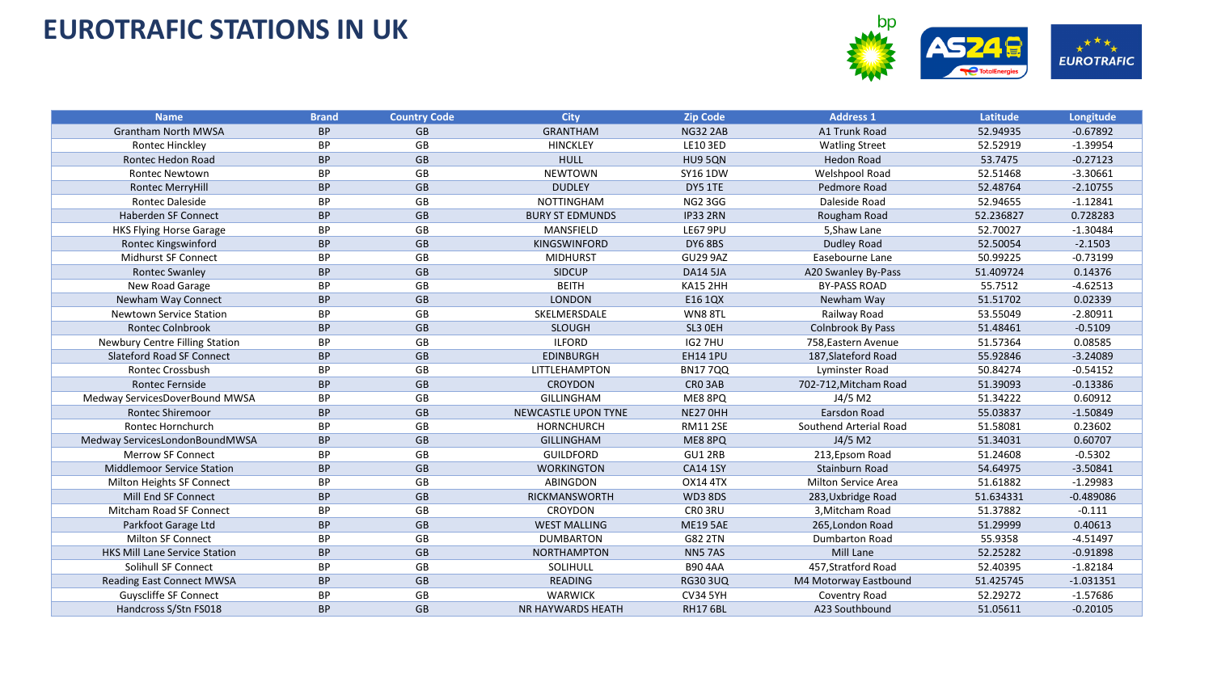# EUROTRAFIC STATIONS IN UK

| Name | Brand | Country Code | City | Zip Code | Address 1 | Latitude | Longitude |
|---|---|---|---|---|---|---|---|
| Grantham North MWSA | BP | GB | GRANTHAM | NG32 2AB | A1 Trunk Road | 52.94935 | -0.67892 |
| Rontec Hinckley | BP | GB | HINCKLEY | LE10 3ED | Watling Street | 52.52919 | -1.39954 |
| Rontec Hedon Road | BP | GB | HULL | HU9 5QN | Hedon Road | 53.7475 | -0.27123 |
| Rontec Newtown | BP | GB | NEWTOWN | SY16 1DW | Welshpool Road | 52.51468 | -3.30661 |
| Rontec MerryHill | BP | GB | DUDLEY | DY5 1TE | Pedmore Road | 52.48764 | -2.10755 |
| Rontec Daleside | BP | GB | NOTTINGHAM | NG2 3GG | Daleside Road | 52.94655 | -1.12841 |
| Haberden SF Connect | BP | GB | BURY ST EDMUNDS | IP33 2RN | Rougham Road | 52.236827 | 0.728283 |
| HKS Flying Horse Garage | BP | GB | MANSFIELD | LE67 9PU | 5,Shaw Lane | 52.70027 | -1.30484 |
| Rontec Kingswinford | BP | GB | KINGSWINFORD | DY6 8BS | Dudley Road | 52.50054 | -2.1503 |
| Midhurst SF Connect | BP | GB | MIDHURST | GU29 9AZ | Easebourne Lane | 50.99225 | -0.73199 |
| Rontec Swanley | BP | GB | SIDCUP | DA14 5JA | A20 Swanley By-Pass | 51.409724 | 0.14376 |
| New Road Garage | BP | GB | BEITH | KA15 2HH | BY-PASS ROAD | 55.7512 | -4.62513 |
| Newham Way Connect | BP | GB | LONDON | E16 1QX | Newham Way | 51.51702 | 0.02339 |
| Newtown Service Station | BP | GB | SKELMERSDALE | WN8 8TL | Railway Road | 53.55049 | -2.80911 |
| Rontec Colnbrook | BP | GB | SLOUGH | SL3 0EH | Colnbrook By Pass | 51.48461 | -0.5109 |
| Newbury Centre Filling Station | BP | GB | ILFORD | IG2 7HU | 758,Eastern Avenue | 51.57364 | 0.08585 |
| Slateford Road SF Connect | BP | GB | EDINBURGH | EH14 1PU | 187,Slateford Road | 55.92846 | -3.24089 |
| Rontec Crossbush | BP | GB | LITTLEHAMPTON | BN17 7QQ | Lyminster Road | 50.84274 | -0.54152 |
| Rontec Fernside | BP | GB | CROYDON | CR0 3AB | 702-712,Mitcham Road | 51.39093 | -0.13386 |
| Medway ServicesDoverBound MWSA | BP | GB | GILLINGHAM | ME8 8PQ | J4/5 M2 | 51.34222 | 0.60912 |
| Rontec Shiremoor | BP | GB | NEWCASTLE UPON TYNE | NE27 0HH | Earsdon Road | 55.03837 | -1.50849 |
| Rontec Hornchurch | BP | GB | HORNCHURCH | RM11 2SE | Southend Arterial Road | 51.58081 | 0.23602 |
| Medway ServicesLondonBoundMWSA | BP | GB | GILLINGHAM | ME8 8PQ | J4/5 M2 | 51.34031 | 0.60707 |
| Merrow SF Connect | BP | GB | GUILDFORD | GU1 2RB | 213,Epsom Road | 51.24608 | -0.5302 |
| Middlemoor Service Station | BP | GB | WORKINGTON | CA14 1SY | Stainburn Road | 54.64975 | -3.50841 |
| Milton Heights SF Connect | BP | GB | ABINGDON | OX14 4TX | Milton Service Area | 51.61882 | -1.29983 |
| Mill End SF Connect | BP | GB | RICKMANSWORTH | WD3 8DS | 283,Uxbridge Road | 51.634331 | -0.489086 |
| Mitcham Road SF Connect | BP | GB | CROYDON | CR0 3RU | 3,Mitcham Road | 51.37882 | -0.111 |
| Parkfoot Garage Ltd | BP | GB | WEST MALLING | ME19 5AE | 265,London Road | 51.29999 | 0.40613 |
| Milton SF Connect | BP | GB | DUMBARTON | G82 2TN | Dumbarton Road | 55.9358 | -4.51497 |
| HKS Mill Lane Service Station | BP | GB | NORTHAMPTON | NN5 7AS | Mill Lane | 52.25282 | -0.91898 |
| Solihull SF Connect | BP | GB | SOLIHULL | B90 4AA | 457,Stratford Road | 52.40395 | -1.82184 |
| Reading East Connect MWSA | BP | GB | READING | RG30 3UQ | M4 Motorway Eastbound | 51.425745 | -1.031351 |
| Guyscliffe SF Connect | BP | GB | WARWICK | CV34 5YH | Coventry Road | 52.29272 | -1.57686 |
| Handcross S/Stn FS018 | BP | GB | NR HAYWARDS HEATH | RH17 6BL | A23 Southbound | 51.05611 | -0.20105 |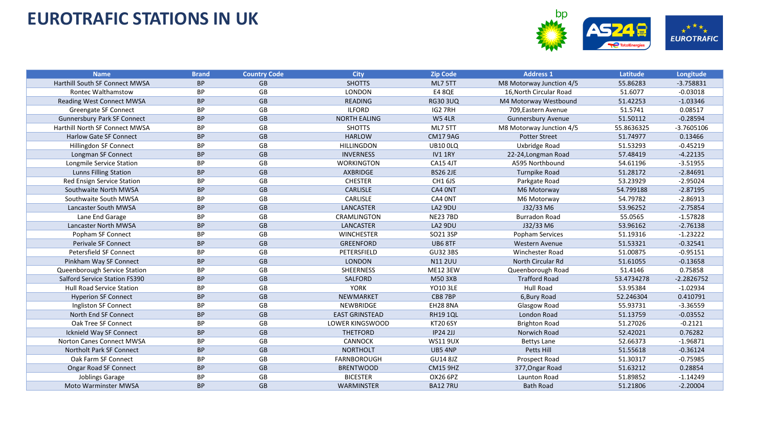# EUROTRAFIC STATIONS IN UK

| Name | Brand | Country Code | City | Zip Code | Address 1 | Latitude | Longitude |
|---|---|---|---|---|---|---|---|
| Harthill South SF Connect MWSA | BP | GB | SHOTTS | ML7 5TT | M8 Motorway Junction 4/5 | 55.86283 | -3.758831 |
| Rontec Walthamstow | BP | GB | LONDON | E4 8QE | 16,North Circular Road | 51.6077 | -0.03018 |
| Reading West Connect MWSA | BP | GB | READING | RG30 3UQ | M4 Motorway Westbound | 51.42253 | -1.03346 |
| Greengate SF Connect | BP | GB | ILFORD | IG2 7RH | 709,Eastern Avenue | 51.5741 | 0.08517 |
| Gunnersbury Park SF Connect | BP | GB | NORTH EALING | W5 4LR | Gunnersbury Avenue | 51.50112 | -0.28594 |
| Harthill North SF Connect MWSA | BP | GB | SHOTTS | ML7 5TT | M8 Motorway Junction 4/5 | 55.8636325 | -3.7605106 |
| Harlow Gate SF Connect | BP | GB | HARLOW | CM17 9AG | Potter Street | 51.74977 | 0.13466 |
| Hillingdon SF Connect | BP | GB | HILLINGDON | UB10 0LQ | Uxbridge Road | 51.53293 | -0.45219 |
| Longman SF Connect | BP | GB | INVERNESS | IV1 1RY | 22-24,Longman Road | 57.48419 | -4.22135 |
| Longmile Service Station | BP | GB | WORKINGTON | CA15 4JT | A595 Northbound | 54.61196 | -3.51955 |
| Lunns Filling Station | BP | GB | AXBRIDGE | BS26 2JE | Turnpike Road | 51.28172 | -2.84691 |
| Red Ensign Service Station | BP | GB | CHESTER | CH1 6JS | Parkgate Road | 53.23929 | -2.95024 |
| Southwaite North MWSA | BP | GB | CARLISLE | CA4 0NT | M6 Motorway | 54.799188 | -2.87195 |
| Southwaite South MWSA | BP | GB | CARLISLE | CA4 0NT | M6 Motorway | 54.79782 | -2.86913 |
| Lancaster South MWSA | BP | GB | LANCASTER | LA2 9DU | J32/33 M6 | 53.96252 | -2.75854 |
| Lane End Garage | BP | GB | CRAMLINGTON | NE23 7BD | Burradon Road | 55.0565 | -1.57828 |
| Lancaster North MWSA | BP | GB | LANCASTER | LA2 9DU | J32/33 M6 | 53.96162 | -2.76138 |
| Popham SF Connect | BP | GB | WINCHESTER | SO21 3SP | Popham Services | 51.19316 | -1.23222 |
| Perivale SF Connect | BP | GB | GREENFORD | UB6 8TF | Western Avenue | 51.53321 | -0.32541 |
| Petersfield SF Connect | BP | GB | PETERSFIELD | GU32 3BS | Winchester Road | 51.00875 | -0.95151 |
| Pinkham Way SF Connect | BP | GB | LONDON | N11 2UU | North Circular Rd | 51.61055 | -0.13658 |
| Queenborough Service Station | BP | GB | SHEERNESS | ME12 3EW | Queenborough Road | 51.4146 | 0.75858 |
| Salford Service Station FS390 | BP | GB | SALFORD | M50 3XB | Trafford Road | 53.4734278 | -2.2826752 |
| Hull Road Service Station | BP | GB | YORK | YO10 3LE | Hull Road | 53.95384 | -1.02934 |
| Hyperion SF Connect | BP | GB | NEWMARKET | CB8 7BP | 6,Bury Road | 52.246304 | 0.410791 |
| Ingliston SF Connect | BP | GB | NEWBRIDGE | EH28 8NA | Glasgow Road | 55.93731 | -3.36559 |
| North End SF Connect | BP | GB | EAST GRINSTEAD | RH19 1QL | London Road | 51.13759 | -0.03552 |
| Oak Tree SF Connect | BP | GB | LOWER KINGSWOOD | KT20 6SY | Brighton Road | 51.27026 | -0.2121 |
| Icknield Way SF Connect | BP | GB | THETFORD | IP24 2JJ | Norwich Road | 52.42021 | 0.76282 |
| Norton Canes Connect MWSA | BP | GB | CANNOCK | WS11 9UX | Bettys Lane | 52.66373 | -1.96871 |
| Northolt Park SF Connect | BP | GB | NORTHOLT | UB5 4NP | Petts Hill | 51.55618 | -0.36124 |
| Oak Farm SF Connect | BP | GB | FARNBOROUGH | GU14 8JZ | Prospect Road | 51.30317 | -0.75985 |
| Ongar Road SF Connect | BP | GB | BRENTWOOD | CM15 9HZ | 377,Ongar Road | 51.63212 | 0.28854 |
| Joblings Garage | BP | GB | BICESTER | OX26 6PZ | Launton Road | 51.89852 | -1.14249 |
| Moto Warminster MWSA | BP | GB | WARMINSTER | BA12 7RU | Bath Road | 51.21806 | -2.20004 |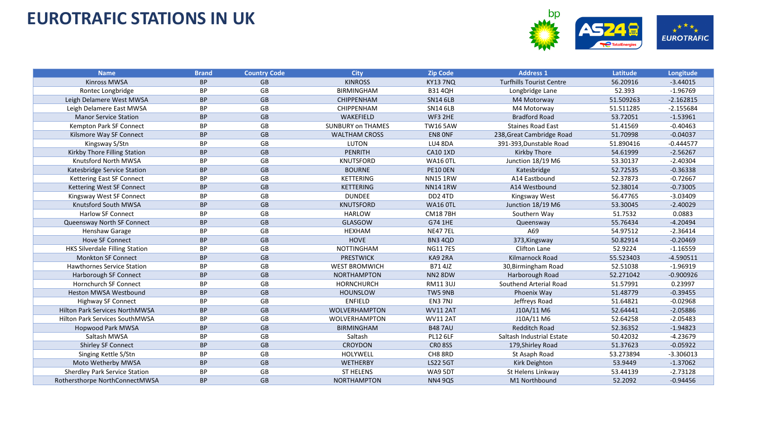# EUROTRAFIC STATIONS IN UK

| Name | Brand | Country Code | City | Zip Code | Address 1 | Latitude | Longitude |
|---|---|---|---|---|---|---|---|
| Kinross MWSA | BP | GB | KINROSS | KY13 7NQ | Turfhills Tourist Centre | 56.20916 | -3.44015 |
| Rontec Longbridge | BP | GB | BIRMINGHAM | B31 4QH | Longbridge Lane | 52.393 | -1.96769 |
| Leigh Delamere West MWSA | BP | GB | CHIPPENHAM | SN14 6LB | M4 Motorway | 51.509263 | -2.162815 |
| Leigh Delamere East MWSA | BP | GB | CHIPPENHAM | SN14 6LB | M4 Motorway | 51.511285 | -2.155684 |
| Manor Service Station | BP | GB | WAKEFIELD | WF3 2HE | Bradford Road | 53.72051 | -1.53961 |
| Kempton Park SF Connect | BP | GB | SUNBURY on THAMES | TW16 5AW | Staines Road East | 51.41569 | -0.40463 |
| Kilsmore Way SF Connect | BP | GB | WALTHAM CROSS | EN8 0NF | 238,Great Cambridge Road | 51.70998 | -0.04037 |
| Kingsway S/Stn | BP | GB | LUTON | LU4 8DA | 391-393,Dunstable Road | 51.890416 | -0.444577 |
| Kirkby Thore Filling Station | BP | GB | PENRITH | CA10 1XD | Kirkby Thore | 54.61999 | -2.56267 |
| Knutsford North MWSA | BP | GB | KNUTSFORD | WA16 0TL | Junction 18/19 M6 | 53.30137 | -2.40304 |
| Katesbridge Service Station | BP | GB | BOURNE | PE10 0EN | Katesbridge | 52.72535 | -0.36338 |
| Kettering East SF Connect | BP | GB | KETTERING | NN15 1RW | A14 Eastbound | 52.37873 | -0.72667 |
| Kettering West SF Connect | BP | GB | KETTERING | NN14 1RW | A14 Westbound | 52.38014 | -0.73005 |
| Kingsway West SF Connect | BP | GB | DUNDEE | DD2 4TD | Kingsway West | 56.47765 | -3.03409 |
| Knutsford South MWSA | BP | GB | KNUTSFORD | WA16 0TL | Junction 18/19 M6 | 53.30045 | -2.40029 |
| Harlow SF Connect | BP | GB | HARLOW | CM18 7BH | Southern Way | 51.7532 | 0.0883 |
| Queensway North SF Connect | BP | GB | GLASGOW | G74 1HE | Queensway | 55.76434 | -4.20494 |
| Henshaw Garage | BP | GB | HEXHAM | NE47 7EL | A69 | 54.97512 | -2.36414 |
| Hove SF Connect | BP | GB | HOVE | BN3 4QD | 373,Kingsway | 50.82914 | -0.20469 |
| HKS Silverdale Filling Station | BP | GB | NOTTINGHAM | NG11 7ES | Clifton Lane | 52.9224 | -1.16559 |
| Monkton SF Connect | BP | GB | PRESTWICK | KA9 2RA | Kilmarnock Road | 55.523403 | -4.590511 |
| Hawthornes Service Station | BP | GB | WEST BROMWICH | B71 4JZ | 30,Birmingham Road | 52.51038 | -1.96919 |
| Harborough SF Connect | BP | GB | NORTHAMPTON | NN2 8DW | Harborough Road | 52.271042 | -0.900926 |
| Hornchurch SF Connect | BP | GB | HORNCHURCH | RM11 3UJ | Southend Arterial Road | 51.57991 | 0.23997 |
| Heston MWSA Westbound | BP | GB | HOUNSLOW | TW5 9NB | Phoenix Way | 51.48779 | -0.39455 |
| Highway SF Connect | BP | GB | ENFIELD | EN3 7NJ | Jeffreys Road | 51.64821 | -0.02968 |
| Hilton Park Services NorthMWSA | BP | GB | WOLVERHAMPTON | WV11 2AT | J10A/11 M6 | 52.64441 | -2.05886 |
| Hilton Park Services SouthMWSA | BP | GB | WOLVERHAMPTON | WV11 2AT | J10A/11 M6 | 52.64258 | -2.05483 |
| Hopwood Park MWSA | BP | GB | BIRMINGHAM | B48 7AU | Redditch Road | 52.36352 | -1.94823 |
| Saltash MWSA | BP | GB | Saltash | PL12 6LF | Saltash Industrial Estate | 50.42032 | -4.23679 |
| Shirley SF Connect | BP | GB | CROYDON | CR0 8SS | 179,Shirley Road | 51.37623 | -0.05922 |
| Singing Kettle S/Stn | BP | GB | HOLYWELL | CH8 8RD | St Asaph Road | 53.273894 | -3.306013 |
| Moto Wetherby MWSA | BP | GB | WETHERBY | LS22 5GT | Kirk Deighton | 53.9449 | -1.37062 |
| Sherdley Park Service Station | BP | GB | ST HELENS | WA9 5DT | St Helens Linkway | 53.44139 | -2.73128 |
| Rothersthorpe NorthConnectMWSA | BP | GB | NORTHAMPTON | NN4 9QS | M1 Northbound | 52.2092 | -0.94456 |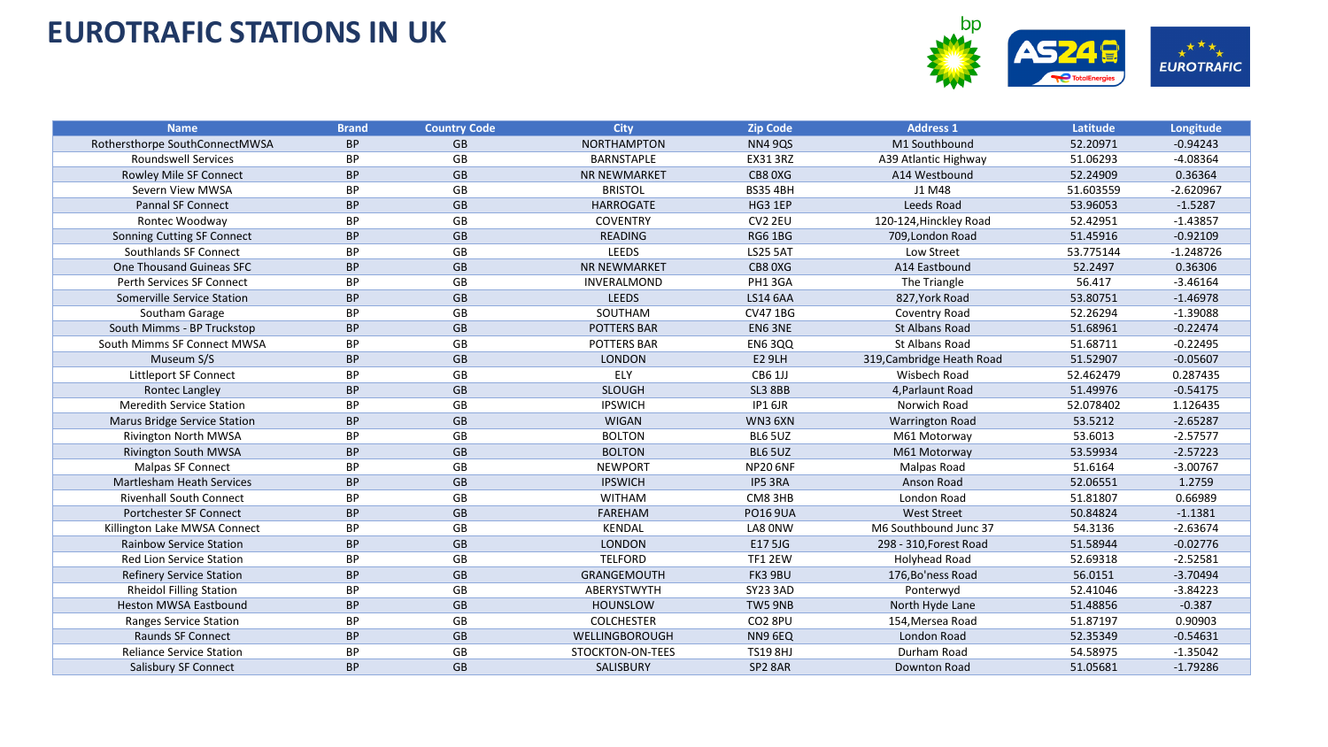# EUROTRAFIC STATIONS IN UK

| Name | Brand | Country Code | City | Zip Code | Address 1 | Latitude | Longitude |
|---|---|---|---|---|---|---|---|
| Rothersthorpe SouthConnectMWSA | BP | GB | NORTHAMPTON | NN4 9QS | M1 Southbound | 52.20971 | -0.94243 |
| Roundswell Services | BP | GB | BARNSTAPLE | EX31 3RZ | A39 Atlantic Highway | 51.06293 | -4.08364 |
| Rowley Mile SF Connect | BP | GB | NR NEWMARKET | CB8 0XG | A14 Westbound | 52.24909 | 0.36364 |
| Severn View MWSA | BP | GB | BRISTOL | BS35 4BH | J1 M48 | 51.603559 | -2.620967 |
| Pannal SF Connect | BP | GB | HARROGATE | HG3 1EP | Leeds Road | 53.96053 | -1.5287 |
| Rontec Woodway | BP | GB | COVENTRY | CV2 2EU | 120-124,Hinckley Road | 52.42951 | -1.43857 |
| Sonning Cutting SF Connect | BP | GB | READING | RG6 1BG | 709,London Road | 51.45916 | -0.92109 |
| Southlands SF Connect | BP | GB | LEEDS | LS25 5AT | Low Street | 53.775144 | -1.248726 |
| One Thousand Guineas SFC | BP | GB | NR NEWMARKET | CB8 0XG | A14 Eastbound | 52.2497 | 0.36306 |
| Perth Services SF Connect | BP | GB | INVERALMOND | PH1 3GA | The Triangle | 56.417 | -3.46164 |
| Somerville Service Station | BP | GB | LEEDS | LS14 6AA | 827,York Road | 53.80751 | -1.46978 |
| Southam Garage | BP | GB | SOUTHAM | CV47 1BG | Coventry Road | 52.26294 | -1.39088 |
| South Mimms - BP Truckstop | BP | GB | POTTERS BAR | EN6 3NE | St Albans Road | 51.68961 | -0.22474 |
| South Mimms SF Connect MWSA | BP | GB | POTTERS BAR | EN6 3QQ | St Albans Road | 51.68711 | -0.22495 |
| Museum S/S | BP | GB | LONDON | E2 9LH | 319,Cambridge Heath Road | 51.52907 | -0.05607 |
| Littleport SF Connect | BP | GB | ELY | CB6 1JJ | Wisbech Road | 52.462479 | 0.287435 |
| Rontec Langley | BP | GB | SLOUGH | SL3 8BB | 4,Parlaunt Road | 51.49976 | -0.54175 |
| Meredith Service Station | BP | GB | IPSWICH | IP1 6JR | Norwich Road | 52.078402 | 1.126435 |
| Marus Bridge Service Station | BP | GB | WIGAN | WN3 6XN | Warrington Road | 53.5212 | -2.65287 |
| Rivington North MWSA | BP | GB | BOLTON | BL6 5UZ | M61 Motorway | 53.6013 | -2.57577 |
| Rivington South MWSA | BP | GB | BOLTON | BL6 5UZ | M61 Motorway | 53.59934 | -2.57223 |
| Malpas SF Connect | BP | GB | NEWPORT | NP20 6NF | Malpas Road | 51.6164 | -3.00767 |
| Martlesham Heath Services | BP | GB | IPSWICH | IP5 3RA | Anson Road | 52.06551 | 1.2759 |
| Rivenhall South Connect | BP | GB | WITHAM | CM8 3HB | London Road | 51.81807 | 0.66989 |
| Portchester SF Connect | BP | GB | FAREHAM | PO16 9UA | West Street | 50.84824 | -1.1381 |
| Killington Lake MWSA Connect | BP | GB | KENDAL | LA8 0NW | M6 Southbound Junc 37 | 54.3136 | -2.63674 |
| Rainbow Service Station | BP | GB | LONDON | E17 5JG | 298 - 310,Forest Road | 51.58944 | -0.02776 |
| Red Lion Service Station | BP | GB | TELFORD | TF1 2EW | Holyhead Road | 52.69318 | -2.52581 |
| Refinery Service Station | BP | GB | GRANGEMOUTH | FK3 9BU | 176,Bo'ness Road | 56.0151 | -3.70494 |
| Rheidol Filling Station | BP | GB | ABERYSTWYTH | SY23 3AD | Ponterwyd | 52.41046 | -3.84223 |
| Heston MWSA Eastbound | BP | GB | HOUNSLOW | TW5 9NB | North Hyde Lane | 51.48856 | -0.387 |
| Ranges Service Station | BP | GB | COLCHESTER | CO2 8PU | 154,Mersea Road | 51.87197 | 0.90903 |
| Raunds SF Connect | BP | GB | WELLINGBOROUGH | NN9 6EQ | London Road | 52.35349 | -0.54631 |
| Reliance Service Station | BP | GB | STOCKTON-ON-TEES | TS19 8HJ | Durham Road | 54.58975 | -1.35042 |
| Salisbury SF Connect | BP | GB | SALISBURY | SP2 8AR | Downton Road | 51.05681 | -1.79286 |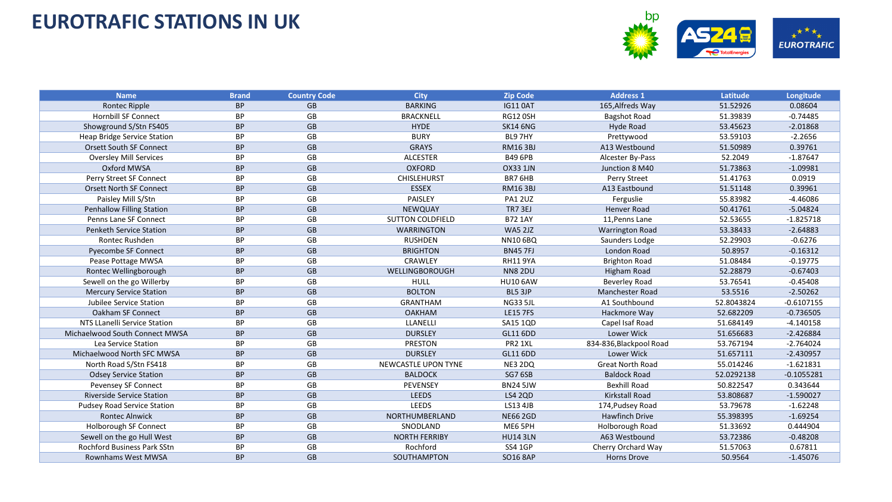# EUROTRAFIC STATIONS IN UK

| Name | Brand | Country Code | City | Zip Code | Address 1 | Latitude | Longitude |
|---|---|---|---|---|---|---|---|
| Rontec Ripple | BP | GB | BARKING | IG11 0AT | 165,Alfreds Way | 51.52926 | 0.08604 |
| Hornbill SF Connect | BP | GB | BRACKNELL | RG12 0SH | Bagshot Road | 51.39839 | -0.74485 |
| Showground S/Stn FS405 | BP | GB | HYDE | SK14 6NG | Hyde Road | 53.45623 | -2.01868 |
| Heap Bridge Service Station | BP | GB | BURY | BL9 7HY | Prettywood | 53.59103 | -2.2656 |
| Orsett South SF Connect | BP | GB | GRAYS | RM16 3BJ | A13 Westbound | 51.50989 | 0.39761 |
| Oversley Mill Services | BP | GB | ALCESTER | B49 6PB | Alcester By-Pass | 52.2049 | -1.87647 |
| Oxford MWSA | BP | GB | OXFORD | OX33 1JN | Junction 8 M40 | 51.73863 | -1.09981 |
| Perry Street SF Connect | BP | GB | CHISLEHURST | BR7 6HB | Perry Street | 51.41763 | 0.0919 |
| Orsett North SF Connect | BP | GB | ESSEX | RM16 3BJ | A13 Eastbound | 51.51148 | 0.39961 |
| Paisley Mill S/Stn | BP | GB | PAISLEY | PA1 2UZ | Ferguslie | 55.83982 | -4.46086 |
| Penhallow Filling Station | BP | GB | NEWQUAY | TR7 3EJ | Henver Road | 50.41761 | -5.04824 |
| Penns Lane SF Connect | BP | GB | SUTTON COLDFIELD | B72 1AY | 11,Penns Lane | 52.53655 | -1.825718 |
| Penketh Service Station | BP | GB | WARRINGTON | WA5 2JZ | Warrington Road | 53.38433 | -2.64883 |
| Rontec Rushden | BP | GB | RUSHDEN | NN10 6BQ | Saunders Lodge | 52.29903 | -0.6276 |
| Pyecombe SF Connect | BP | GB | BRIGHTON | BN45 7FJ | London Road | 50.8957 | -0.16312 |
| Pease Pottage MWSA | BP | GB | CRAWLEY | RH11 9YA | Brighton Road | 51.08484 | -0.19775 |
| Rontec Wellingborough | BP | GB | WELLINGBOROUGH | NN8 2DU | Higham Road | 52.28879 | -0.67403 |
| Sewell on the go Willerby | BP | GB | HULL | HU10 6AW | Beverley Road | 53.76541 | -0.45408 |
| Mercury Service Station | BP | GB | BOLTON | BL5 3JP | Manchester Road | 53.5516 | -2.50262 |
| Jubilee Service Station | BP | GB | GRANTHAM | NG33 5JL | A1 Southbound | 52.8043824 | -0.6107155 |
| Oakham SF Connect | BP | GB | OAKHAM | LE15 7FS | Hackmore Way | 52.682209 | -0.736505 |
| NTS LLanelli Service Station | BP | GB | LLANELLI | SA15 1QD | Capel Isaf Road | 51.684149 | -4.140158 |
| Michaelwood South Connect MWSA | BP | GB | DURSLEY | GL11 6DD | Lower Wick | 51.656683 | -2.426884 |
| Lea Service Station | BP | GB | PRESTON | PR2 1XL | 834-836,Blackpool Road | 53.767194 | -2.764024 |
| Michaelwood North SFC MWSA | BP | GB | DURSLEY | GL11 6DD | Lower Wick | 51.657111 | -2.430957 |
| North Road S/Stn FS418 | BP | GB | NEWCASTLE UPON TYNE | NE3 2DQ | Great North Road | 55.014246 | -1.621831 |
| Odsey Service Station | BP | GB | BALDOCK | SG7 6SB | Baldock Road | 52.0292138 | -0.1055281 |
| Pevensey SF Connect | BP | GB | PEVENSEY | BN24 5JW | Bexhill Road | 50.822547 | 0.343644 |
| Riverside Service Station | BP | GB | LEEDS | LS4 2QD | Kirkstall Road | 53.808687 | -1.590027 |
| Pudsey Road Service Station | BP | GB | LEEDS | LS13 4JB | 174,Pudsey Road | 53.79678 | -1.62248 |
| Rontec Alnwick | BP | GB | NORTHUMBERLAND | NE66 2GD | Hawfinch Drive | 55.398395 | -1.69254 |
| Holborough SF Connect | BP | GB | SNODLAND | ME6 5PH | Holborough Road | 51.33692 | 0.444904 |
| Sewell on the go Hull West | BP | GB | NORTH FERRIBY | HU14 3LN | A63 Westbound | 53.72386 | -0.48208 |
| Rochford Business Park SStn | BP | GB | Rochford | SS4 1GP | Cherry Orchard Way | 51.57063 | 0.67811 |
| Rownhams West MWSA | BP | GB | SOUTHAMPTON | SO16 8AP | Horns Drove | 50.9564 | -1.45076 |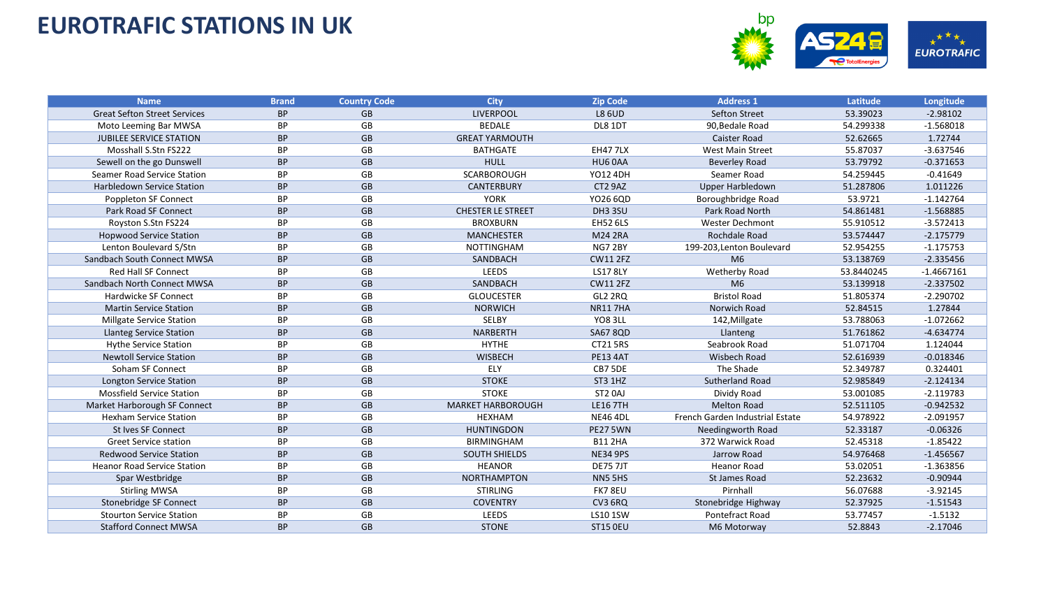# EUROTRAFIC STATIONS IN UK

| Name | Brand | Country Code | City | Zip Code | Address 1 | Latitude | Longitude |
|---|---|---|---|---|---|---|---|
| Great Sefton Street Services | BP | GB | LIVERPOOL | L8 6UD | Sefton Street | 53.39023 | -2.98102 |
| Moto Leeming Bar MWSA | BP | GB | BEDALE | DL8 1DT | 90,Bedale Road | 54.299338 | -1.568018 |
| JUBILEE SERVICE STATION | BP | GB | GREAT YARMOUTH | | Caister Road | 52.62665 | 1.72744 |
| Mosshall S.Stn FS222 | BP | GB | BATHGATE | EH47 7LX | West Main Street | 55.87037 | -3.637546 |
| Sewell on the go Dunswell | BP | GB | HULL | HU6 0AA | Beverley Road | 53.79792 | -0.371653 |
| Seamer Road Service Station | BP | GB | SCARBOROUGH | YO12 4DH | Seamer Road | 54.259445 | -0.41649 |
| Harbledown Service Station | BP | GB | CANTERBURY | CT2 9AZ | Upper Harbledown | 51.287806 | 1.011226 |
| Poppleton SF Connect | BP | GB | YORK | YO26 6QD | Boroughbridge Road | 53.9721 | -1.142764 |
| Park Road SF Connect | BP | GB | CHESTER LE STREET | DH3 3SU | Park Road North | 54.861481 | -1.568885 |
| Royston S.Stn FS224 | BP | GB | BROXBURN | EH52 6LS | Wester Dechmont | 55.910512 | -3.572413 |
| Hopwood Service Station | BP | GB | MANCHESTER | M24 2RA | Rochdale Road | 53.574447 | -2.175779 |
| Lenton Boulevard S/Stn | BP | GB | NOTTINGHAM | NG7 2BY | 199-203,Lenton Boulevard | 52.954255 | -1.175753 |
| Sandbach South Connect MWSA | BP | GB | SANDBACH | CW11 2FZ | M6 | 53.138769 | -2.335456 |
| Red Hall SF Connect | BP | GB | LEEDS | LS17 8LY | Wetherby Road | 53.8440245 | -1.4667161 |
| Sandbach North Connect MWSA | BP | GB | SANDBACH | CW11 2FZ | M6 | 53.139918 | -2.337502 |
| Hardwicke SF Connect | BP | GB | GLOUCESTER | GL2 2RQ | Bristol Road | 51.805374 | -2.290702 |
| Martin Service Station | BP | GB | NORWICH | NR11 7HA | Norwich Road | 52.84515 | 1.27844 |
| Millgate Service Station | BP | GB | SELBY | YO8 3LL | 142,Millgate | 53.788063 | -1.072662 |
| Llanteg Service Station | BP | GB | NARBERTH | SA67 8QD | Llanteng | 51.761862 | -4.634774 |
| Hythe Service Station | BP | GB | HYTHE | CT21 5RS | Seabrook Road | 51.071704 | 1.124044 |
| Newtoll Service Station | BP | GB | WISBECH | PE13 4AT | Wisbech Road | 52.616939 | -0.018346 |
| Soham SF Connect | BP | GB | ELY | CB7 5DE | The Shade | 52.349787 | 0.324401 |
| Longton Service Station | BP | GB | STOKE | ST3 1HZ | Sutherland Road | 52.985849 | -2.124134 |
| Mossfield Service Station | BP | GB | STOKE | ST2 0AJ | Dividy Road | 53.001085 | -2.119783 |
| Market Harborough SF Connect | BP | GB | MARKET HARBOROUGH | LE16 7TH | Melton Road | 52.511105 | -0.942532 |
| Hexham Service Station | BP | GB | HEXHAM | NE46 4DL | French Garden Industrial Estate | 54.978922 | -2.091957 |
| St Ives SF Connect | BP | GB | HUNTINGDON | PE27 5WN | Needingworth Road | 52.33187 | -0.06326 |
| Greet Service station | BP | GB | BIRMINGHAM | B11 2HA | 372 Warwick Road | 52.45318 | -1.85422 |
| Redwood Service Station | BP | GB | SOUTH SHIELDS | NE34 9PS | Jarrow Road | 54.976468 | -1.456567 |
| Heanor Road Service Station | BP | GB | HEANOR | DE75 7JT | Heanor Road | 53.02051 | -1.363856 |
| Spar Westbridge | BP | GB | NORTHAMPTON | NN5 5HS | St James Road | 52.23632 | -0.90944 |
| Stirling MWSA | BP | GB | STIRLING | FK7 8EU | Pirnhall | 56.07688 | -3.92145 |
| Stonebridge SF Connect | BP | GB | COVENTRY | CV3 6RQ | Stonebridge Highway | 52.37925 | -1.51543 |
| Stourton Service Station | BP | GB | LEEDS | LS10 1SW | Pontefract Road | 53.77457 | -1.5132 |
| Stafford Connect MWSA | BP | GB | STONE | ST15 0EU | M6 Motorway | 52.8843 | -2.17046 |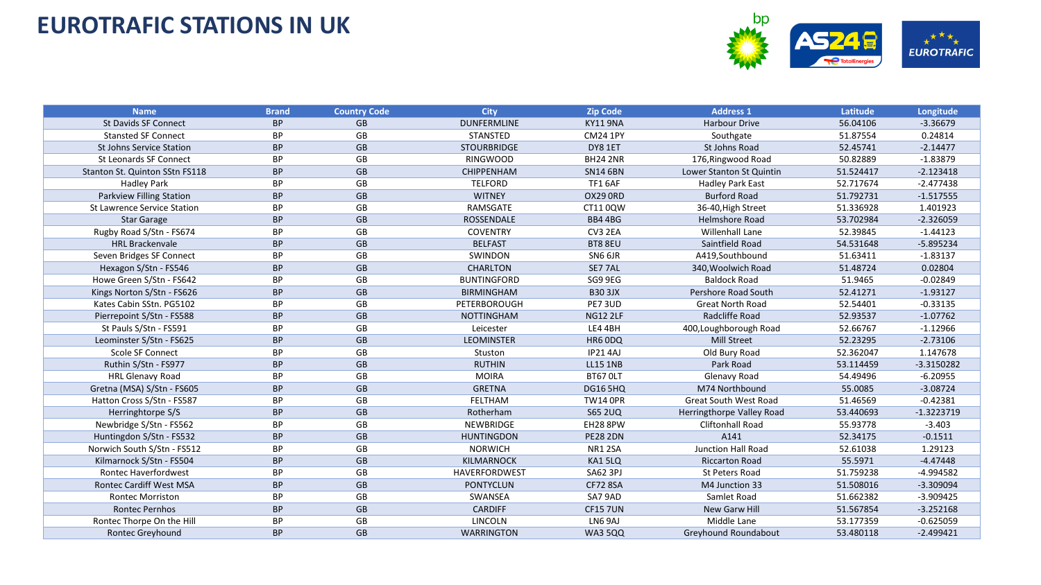# EUROTRAFIC STATIONS IN UK

| Name | Brand | Country Code | City | Zip Code | Address 1 | Latitude | Longitude |
|---|---|---|---|---|---|---|---|
| St Davids SF Connect | BP | GB | DUNFERMLINE | KY11 9NA | Harbour Drive | 56.04106 | -3.36679 |
| Stansted SF Connect | BP | GB | STANSTED | CM24 1PY | Southgate | 51.87554 | 0.24814 |
| St Johns Service Station | BP | GB | STOURBRIDGE | DY8 1ET | St Johns Road | 52.45741 | -2.14477 |
| St Leonards SF Connect | BP | GB | RINGWOOD | BH24 2NR | 176,Ringwood Road | 50.82889 | -1.83879 |
| Stanton St. Quinton SStn FS118 | BP | GB | CHIPPENHAM | SN14 6BN | Lower Stanton St Quintin | 51.524417 | -2.123418 |
| Hadley Park | BP | GB | TELFORD | TF1 6AF | Hadley Park East | 52.717674 | -2.477438 |
| Parkview Filling Station | BP | GB | WITNEY | OX29 0RD | Burford Road | 51.792731 | -1.517555 |
| St Lawrence Service Station | BP | GB | RAMSGATE | CT11 0QW | 36-40,High Street | 51.336928 | 1.401923 |
| Star Garage | BP | GB | ROSSENDALE | BB4 4BG | Helmshore Road | 53.702984 | -2.326059 |
| Rugby Road S/Stn - FS674 | BP | GB | COVENTRY | CV3 2EA | Willenhall Lane | 52.39845 | -1.44123 |
| HRL Brackenvale | BP | GB | BELFAST | BT8 8EU | Saintfield Road | 54.531648 | -5.895234 |
| Seven Bridges SF Connect | BP | GB | SWINDON | SN6 6JR | A419,Southbound | 51.63411 | -1.83137 |
| Hexagon S/Stn - FS546 | BP | GB | CHARLTON | SE7 7AL | 340,Woolwich Road | 51.48724 | 0.02804 |
| Howe Green S/Stn - FS642 | BP | GB | BUNTINGFORD | SG9 9EG | Baldock Road | 51.9465 | -0.02849 |
| Kings Norton S/Stn - FS626 | BP | GB | BIRMINGHAM | B30 3JX | Pershore Road South | 52.41271 | -1.93127 |
| Kates Cabin SStn. PG5102 | BP | GB | PETERBOROUGH | PE7 3UD | Great North Road | 52.54401 | -0.33135 |
| Pierrepoint S/Stn - FS588 | BP | GB | NOTTINGHAM | NG12 2LF | Radcliffe Road | 52.93537 | -1.07762 |
| St Pauls S/Stn - FS591 | BP | GB | Leicester | LE4 4BH | 400,Loughborough Road | 52.66767 | -1.12966 |
| Leominster S/Stn - FS625 | BP | GB | LEOMINSTER | HR6 0DQ | Mill Street | 52.23295 | -2.73106 |
| Scole SF Connect | BP | GB | Stuston | IP21 4AJ | Old Bury Road | 52.362047 | 1.147678 |
| Ruthin S/Stn - FS977 | BP | GB | RUTHIN | LL15 1NB | Park Road | 53.114459 | -3.3150282 |
| HRL Glenavy Road | BP | GB | MOIRA | BT67 0LT | Glenavy Road | 54.49496 | -6.20955 |
| Gretna (MSA) S/Stn - FS605 | BP | GB | GRETNA | DG16 5HQ | M74 Northbound | 55.0085 | -3.08724 |
| Hatton Cross S/Stn - FS587 | BP | GB | FELTHAM | TW14 0PR | Great South West Road | 51.46569 | -0.42381 |
| Herringhtorpe S/S | BP | GB | Rotherham | S65 2UQ | Herringthorpe Valley Road | 53.440693 | -1.3223719 |
| Newbridge S/Stn - FS562 | BP | GB | NEWBRIDGE | EH28 8PW | Cliftonhall Road | 55.93778 | -3.403 |
| Huntingdon S/Stn - FS532 | BP | GB | HUNTINGDON | PE28 2DN | A141 | 52.34175 | -0.1511 |
| Norwich South S/Stn - FS512 | BP | GB | NORWICH | NR1 2SA | Junction Hall Road | 52.61038 | 1.29123 |
| Kilmarnock S/Stn - FS504 | BP | GB | KILMARNOCK | KA1 5LQ | Riccarton Road | 55.5971 | -4.47448 |
| Rontec Haverfordwest | BP | GB | HAVERFORDWEST | SA62 3PJ | St Peters Road | 51.759238 | -4.994582 |
| Rontec Cardiff West MSA | BP | GB | PONTYCLUN | CF72 8SA | M4 Junction 33 | 51.508016 | -3.309094 |
| Rontec Morriston | BP | GB | SWANSEA | SA7 9AD | Samlet Road | 51.662382 | -3.909425 |
| Rontec Pernhos | BP | GB | CARDIFF | CF15 7UN | New Garw Hill | 51.567854 | -3.252168 |
| Rontec Thorpe On the Hill | BP | GB | LINCOLN | LN6 9AJ | Middle Lane | 53.177359 | -0.625059 |
| Rontec Greyhound | BP | GB | WARRINGTON | WA3 5QQ | Greyhound Roundabout | 53.480118 | -2.499421 |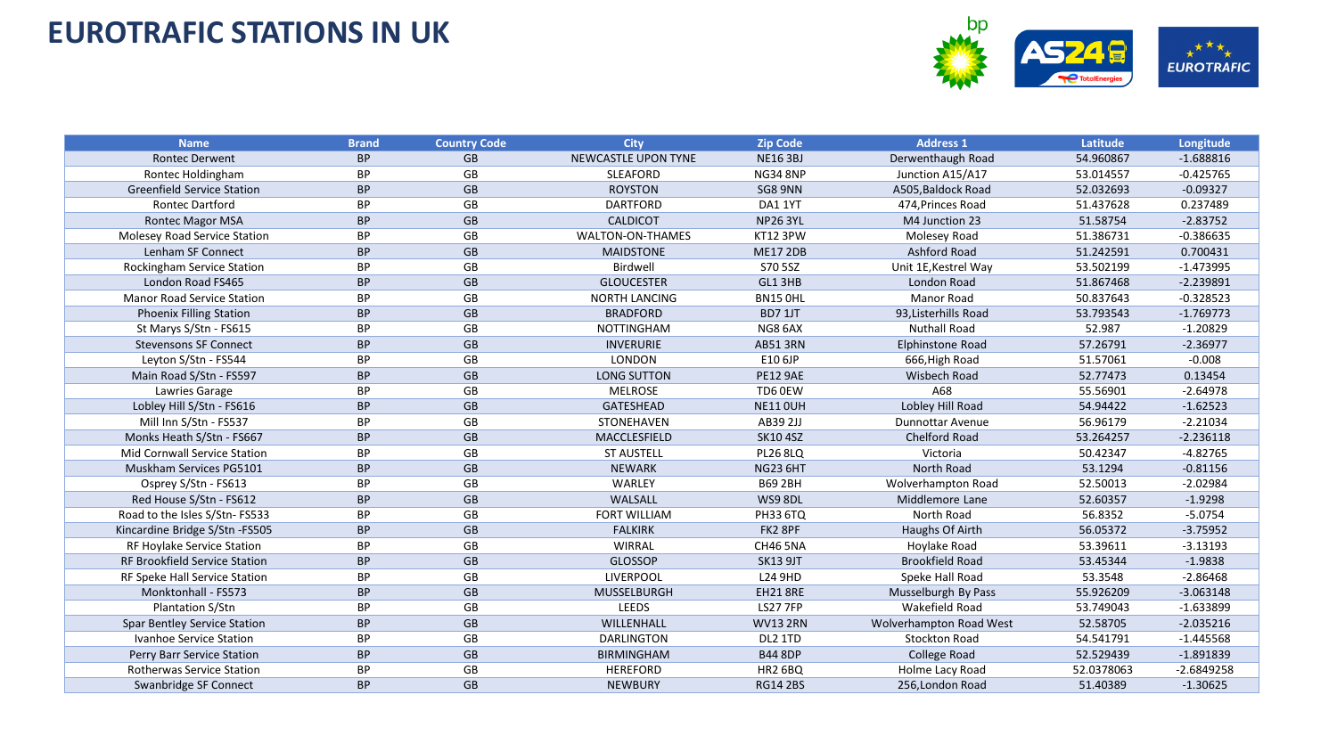# EUROTRAFIC STATIONS IN UK

| Name | Brand | Country Code | City | Zip Code | Address 1 | Latitude | Longitude |
|---|---|---|---|---|---|---|---|
| Rontec Derwent | BP | GB | NEWCASTLE UPON TYNE | NE16 3BJ | Derwenthaugh Road | 54.960867 | -1.688816 |
| Rontec Holdingham | BP | GB | SLEAFORD | NG34 8NP | Junction A15/A17 | 53.014557 | -0.425765 |
| Greenfield Service Station | BP | GB | ROYSTON | SG8 9NN | A505,Baldock Road | 52.032693 | -0.09327 |
| Rontec Dartford | BP | GB | DARTFORD | DA1 1YT | 474,Princes Road | 51.437628 | 0.237489 |
| Rontec Magor MSA | BP | GB | CALDICOT | NP26 3YL | M4 Junction 23 | 51.58754 | -2.83752 |
| Molesey Road Service Station | BP | GB | WALTON-ON-THAMES | KT12 3PW | Molesey Road | 51.386731 | -0.386635 |
| Lenham SF Connect | BP | GB | MAIDSTONE | ME17 2DB | Ashford Road | 51.242591 | 0.700431 |
| Rockingham Service Station | BP | GB | Birdwell | S70 5SZ | Unit 1E,Kestrel Way | 53.502199 | -1.473995 |
| London Road FS465 | BP | GB | GLOUCESTER | GL1 3HB | London Road | 51.867468 | -2.239891 |
| Manor Road Service Station | BP | GB | NORTH LANCING | BN15 0HL | Manor Road | 50.837643 | -0.328523 |
| Phoenix Filling Station | BP | GB | BRADFORD | BD7 1JT | 93,Listerhills Road | 53.793543 | -1.769773 |
| St Marys S/Stn - FS615 | BP | GB | NOTTINGHAM | NG8 6AX | Nuthall Road | 52.987 | -1.20829 |
| Stevensons SF Connect | BP | GB | INVERURIE | AB51 3RN | Elphinstone Road | 57.26791 | -2.36977 |
| Leyton S/Stn - FS544 | BP | GB | LONDON | E10 6JP | 666,High Road | 51.57061 | -0.008 |
| Main Road S/Stn - FS597 | BP | GB | LONG SUTTON | PE12 9AE | Wisbech Road | 52.77473 | 0.13454 |
| Lawries Garage | BP | GB | MELROSE | TD6 0EW | A68 | 55.56901 | -2.64978 |
| Lobley Hill S/Stn - FS616 | BP | GB | GATESHEAD | NE11 0UH | Lobley Hill Road | 54.94422 | -1.62523 |
| Mill Inn S/Stn - FS537 | BP | GB | STONEHAVEN | AB39 2JJ | Dunnottar Avenue | 56.96179 | -2.21034 |
| Monks Heath S/Stn - FS667 | BP | GB | MACCLESFIELD | SK10 4SZ | Chelford Road | 53.264257 | -2.236118 |
| Mid Cornwall Service Station | BP | GB | ST AUSTELL | PL26 8LQ | Victoria | 50.42347 | -4.82765 |
| Muskham Services PG5101 | BP | GB | NEWARK | NG23 6HT | North Road | 53.1294 | -0.81156 |
| Osprey S/Stn - FS613 | BP | GB | WARLEY | B69 2BH | Wolverhampton Road | 52.50013 | -2.02984 |
| Red House S/Stn - FS612 | BP | GB | WALSALL | WS9 8DL | Middlemore Lane | 52.60357 | -1.9298 |
| Road to the Isles S/Stn- FS533 | BP | GB | FORT WILLIAM | PH33 6TQ | North Road | 56.8352 | -5.0754 |
| Kincardine Bridge S/Stn -FS505 | BP | GB | FALKIRK | FK2 8PF | Haughs Of Airth | 56.05372 | -3.75952 |
| RF Hoylake Service Station | BP | GB | WIRRAL | CH46 5NA | Hoylake Road | 53.39611 | -3.13193 |
| RF Brookfield Service Station | BP | GB | GLOSSOP | SK13 9JT | Brookfield Road | 53.45344 | -1.9838 |
| RF Speke Hall Service Station | BP | GB | LIVERPOOL | L24 9HD | Speke Hall Road | 53.3548 | -2.86468 |
| Monktonhall - FS573 | BP | GB | MUSSELBURGH | EH21 8RE | Musselburgh By Pass | 55.926209 | -3.063148 |
| Plantation S/Stn | BP | GB | LEEDS | LS27 7FP | Wakefield Road | 53.749043 | -1.633899 |
| Spar Bentley Service Station | BP | GB | WILLENHALL | WV13 2RN | Wolverhampton Road West | 52.58705 | -2.035216 |
| Ivanhoe Service Station | BP | GB | DARLINGTON | DL2 1TD | Stockton Road | 54.541791 | -1.445568 |
| Perry Barr Service Station | BP | GB | BIRMINGHAM | B44 8DP | College Road | 52.529439 | -1.891839 |
| Rotherwas Service Station | BP | GB | HEREFORD | HR2 6BQ | Holme Lacy Road | 52.0378063 | -2.6849258 |
| Swanbridge SF Connect | BP | GB | NEWBURY | RG14 2BS | 256,London Road | 51.40389 | -1.30625 |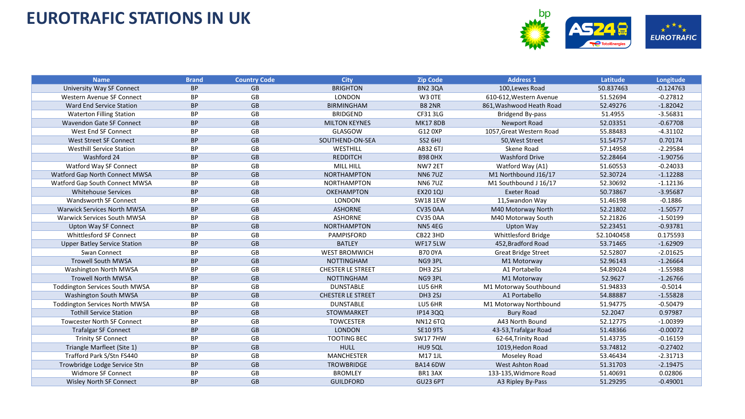# EUROTRAFIC STATIONS IN UK

| Name | Brand | Country Code | City | Zip Code | Address 1 | Latitude | Longitude |
|---|---|---|---|---|---|---|---|
| University Way SF Connect | BP | GB | BRIGHTON | BN2 3QA | 100,Lewes Road | 50.837463 | -0.124763 |
| Western Avenue SF Connect | BP | GB | LONDON | W3 0TE | 610-612,Western Avenue | 51.52694 | -0.27812 |
| Ward End Service Station | BP | GB | BIRMINGHAM | B8 2NR | 861,Washwood Heath Road | 52.49276 | -1.82042 |
| Waterton Filling Station | BP | GB | BRIDGEND | CF31 3LG | Bridgend By-pass | 51.4955 | -3.56831 |
| Wavendon Gate SF Connect | BP | GB | MILTON KEYNES | MK17 8DB | Newport Road | 52.03351 | -0.67708 |
| West End SF Connect | BP | GB | GLASGOW | G12 0XP | 1057,Great Western Road | 55.88483 | -4.31102 |
| West Street SF Connect | BP | GB | SOUTHEND-ON-SEA | SS2 6HJ | 50,West Street | 51.54757 | 0.70174 |
| Westhill Service Station | BP | GB | WESTHILL | AB32 6TJ | Skene Road | 57.14958 | -2.29584 |
| Washford 24 | BP | GB | REDDITCH | B98 0HX | Washford Drive | 52.28464 | -1.90756 |
| Watford Way SF Connect | BP | GB | MILL HILL | NW7 2ET | Watford Way (A1) | 51.60553 | -0.24033 |
| Watford Gap North Connect MWSA | BP | GB | NORTHAMPTON | NN6 7UZ | M1 Northbound J16/17 | 52.30724 | -1.12288 |
| Watford Gap South Connect MWSA | BP | GB | NORTHAMPTON | NN6 7UZ | M1 Southbound J 16/17 | 52.30692 | -1.12136 |
| Whitehouse Services | BP | GB | OKEHAMPTON | EX20 1QJ | Exeter Road | 50.73867 | -3.95687 |
| Wandsworth SF Connect | BP | GB | LONDON | SW18 1EW | 11,Swandon Way | 51.46198 | -0.1886 |
| Warwick Services North MWSA | BP | GB | ASHORNE | CV35 0AA | M40 Motorway North | 52.21802 | -1.50577 |
| Warwick Services South MWSA | BP | GB | ASHORNE | CV35 0AA | M40 Motorway South | 52.21826 | -1.50199 |
| Upton Way SF Connect | BP | GB | NORTHAMPTON | NN5 4EG | Upton Way | 52.23451 | -0.93781 |
| Whittlesford SF Connect | BP | GB | PAMPISFORD | CB22 3HD | Whittlesford Bridge | 52.1040458 | 0.175593 |
| Upper Batley Service Station | BP | GB | BATLEY | WF17 5LW | 452,Bradford Road | 53.71465 | -1.62909 |
| Swan Connect | BP | GB | WEST BROMWICH | B70 0YA | Great Bridge Street | 52.52807 | -2.01625 |
| Trowell South MWSA | BP | GB | NOTTINGHAM | NG9 3PL | M1 Motorway | 52.96143 | -1.26664 |
| Washington North MWSA | BP | GB | CHESTER LE STREET | DH3 2SJ | A1 Portabello | 54.89024 | -1.55988 |
| Trowell North MWSA | BP | GB | NOTTINGHAM | NG9 3PL | M1 Motorway | 52.9627 | -1.26766 |
| Toddington Services South MWSA | BP | GB | DUNSTABLE | LU5 6HR | M1 Motorway Southbound | 51.94833 | -0.5014 |
| Washington South MWSA | BP | GB | CHESTER LE STREET | DH3 2SJ | A1 Portabello | 54.88887 | -1.55828 |
| Toddington Services North MWSA | BP | GB | DUNSTABLE | LU5 6HR | M1 Motorway Northbound | 51.94775 | -0.50479 |
| Tothill Service Station | BP | GB | STOWMARKET | IP14 3QQ | Bury Road | 52.2047 | 0.97987 |
| Towcester North SF Connect | BP | GB | TOWCESTER | NN12 6TQ | A43 North Bound | 52.12775 | -1.00399 |
| Trafalgar SF Connect | BP | GB | LONDON | SE10 9TS | 43-53,Trafalgar Road | 51.48366 | -0.00072 |
| Trinity SF Connect | BP | GB | TOOTING BEC | SW17 7HW | 62-64,Trinity Road | 51.43735 | -0.16159 |
| Triangle Marfleet (Site 1) | BP | GB | HULL | HU9 5QL | 1019,Hedon Road | 53.74812 | -0.27402 |
| Trafford Park S/Stn FS440 | BP | GB | MANCHESTER | M17 1JL | Moseley Road | 53.46434 | -2.31713 |
| Trowbridge Lodge Service Stn | BP | GB | TROWBRIDGE | BA14 6DW | West Ashton Road | 51.31703 | -2.19475 |
| Widmore SF Connect | BP | GB | BROMLEY | BR1 3AX | 133-135,Widmore Road | 51.40691 | 0.02806 |
| Wisley North SF Connect | BP | GB | GUILDFORD | GU23 6PT | A3 Ripley By-Pass | 51.29295 | -0.49001 |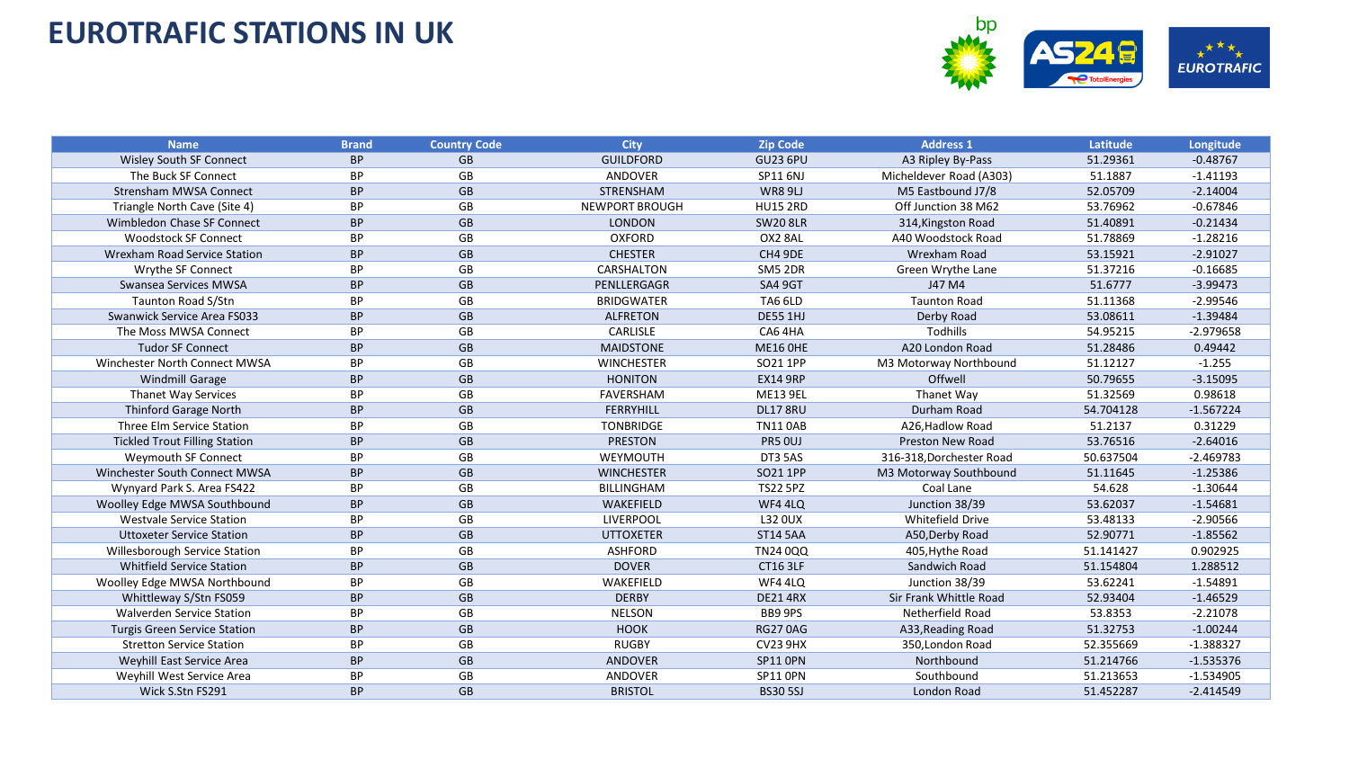# EUROTRAFIC STATIONS IN UK

| Name | Brand | Country Code | City | Zip Code | Address 1 | Latitude | Longitude |
|---|---|---|---|---|---|---|---|
| Wisley South SF Connect | BP | GB | GUILDFORD | GU23 6PU | A3 Ripley By-Pass | 51.29361 | -0.48767 |
| The Buck SF Connect | BP | GB | ANDOVER | SP11 6NJ | Micheldever Road (A303) | 51.1887 | -1.41193 |
| Strensham MWSA Connect | BP | GB | STRENSHAM | WR8 9LJ | M5 Eastbound J7/8 | 52.05709 | -2.14004 |
| Triangle North Cave (Site 4) | BP | GB | NEWPORT BROUGH | HU15 2RD | Off Junction 38 M62 | 53.76962 | -0.67846 |
| Wimbledon Chase SF Connect | BP | GB | LONDON | SW20 8LR | 314,Kingston Road | 51.40891 | -0.21434 |
| Woodstock SF Connect | BP | GB | OXFORD | OX2 8AL | A40 Woodstock Road | 51.78869 | -1.28216 |
| Wrexham Road Service Station | BP | GB | CHESTER | CH4 9DE | Wrexham Road | 53.15921 | -2.91027 |
| Wrythe SF Connect | BP | GB | CARSHALTON | SM5 2DR | Green Wrythe Lane | 51.37216 | -0.16685 |
| Swansea Services MWSA | BP | GB | PENLLERGAGR | SA4 9GT | J47 M4 | 51.6777 | -3.99473 |
| Taunton Road S/Stn | BP | GB | BRIDGWATER | TA6 6LD | Taunton Road | 51.11368 | -2.99546 |
| Swanwick Service Area FS033 | BP | GB | ALFRETON | DE55 1HJ | Derby Road | 53.08611 | -1.39484 |
| The Moss MWSA Connect | BP | GB | CARLISLE | CA6 4HA | Todhills | 54.95215 | -2.979658 |
| Tudor SF Connect | BP | GB | MAIDSTONE | ME16 0HE | A20 London Road | 51.28486 | 0.49442 |
| Winchester North Connect MWSA | BP | GB | WINCHESTER | SO21 1PP | M3 Motorway Northbound | 51.12127 | -1.255 |
| Windmill Garage | BP | GB | HONITON | EX14 9RP | Offwell | 50.79655 | -3.15095 |
| Thanet Way Services | BP | GB | FAVERSHAM | ME13 9EL | Thanet Way | 51.32569 | 0.98618 |
| Thinford Garage North | BP | GB | FERRYHILL | DL17 8RU | Durham Road | 54.704128 | -1.567224 |
| Three Elm Service Station | BP | GB | TONBRIDGE | TN11 0AB | A26,Hadlow Road | 51.2137 | 0.31229 |
| Tickled Trout Filling Station | BP | GB | PRESTON | PR5 0UJ | Preston New Road | 53.76516 | -2.64016 |
| Weymouth SF Connect | BP | GB | WEYMOUTH | DT3 5AS | 316-318,Dorchester Road | 50.637504 | -2.469783 |
| Winchester South Connect MWSA | BP | GB | WINCHESTER | SO21 1PP | M3 Motorway Southbound | 51.11645 | -1.25386 |
| Wynyard Park S. Area FS422 | BP | GB | BILLINGHAM | TS22 5PZ | Coal Lane | 54.628 | -1.30644 |
| Woolley Edge MWSA Southbound | BP | GB | WAKEFIELD | WF4 4LQ | Junction 38/39 | 53.62037 | -1.54681 |
| Westvale Service Station | BP | GB | LIVERPOOL | L32 0UX | Whitefield Drive | 53.48133 | -2.90566 |
| Uttoxeter Service Station | BP | GB | UTTOXETER | ST14 5AA | A50,Derby Road | 52.90771 | -1.85562 |
| Willesborough Service Station | BP | GB | ASHFORD | TN24 0QQ | 405,Hythe Road | 51.141427 | 0.902925 |
| Whitfield Service Station | BP | GB | DOVER | CT16 3LF | Sandwich Road | 51.154804 | 1.288512 |
| Woolley Edge MWSA Northbound | BP | GB | WAKEFIELD | WF4 4LQ | Junction 38/39 | 53.62241 | -1.54891 |
| Whittleway S/Stn FS059 | BP | GB | DERBY | DE21 4RX | Sir Frank Whittle Road | 52.93404 | -1.46529 |
| Walverden Service Station | BP | GB | NELSON | BB9 9PS | Netherfield Road | 53.8353 | -2.21078 |
| Turgis Green Service Station | BP | GB | HOOK | RG27 0AG | A33,Reading Road | 51.32753 | -1.00244 |
| Stretton Service Station | BP | GB | RUGBY | CV23 9HX | 350,London Road | 52.355669 | -1.388327 |
| Weyhill East Service Area | BP | GB | ANDOVER | SP11 0PN | Northbound | 51.214766 | -1.535376 |
| Weyhill West Service Area | BP | GB | ANDOVER | SP11 0PN | Southbound | 51.213653 | -1.534905 |
| Wick S.Stn FS291 | BP | GB | BRISTOL | BS30 5SJ | London Road | 51.452287 | -2.414549 |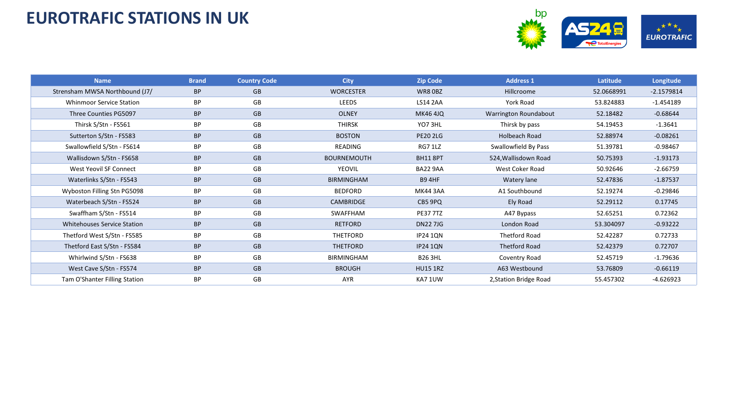# EUROTRAFIC STATIONS IN UK

| Name | Brand | Country Code | City | Zip Code | Address 1 | Latitude | Longitude |
|---|---|---|---|---|---|---|---|
| Strensham MWSA Northbound (J7/ | BP | GB | WORCESTER | WR8 0BZ | Hillcroome | 52.0668991 | -2.1579814 |
| Whinmoor Service Station | BP | GB | LEEDS | LS14 2AA | York Road | 53.824883 | -1.454189 |
| Three Counties PG5097 | BP | GB | OLNEY | MK46 4JQ | Warrington Roundabout | 52.18482 | -0.68644 |
| Thirsk S/Stn - FS561 | BP | GB | THIRSK | YO7 3HL | Thirsk by pass | 54.19453 | -1.3641 |
| Sutterton S/Stn - FS583 | BP | GB | BOSTON | PE20 2LG | Holbeach Road | 52.88974 | -0.08261 |
| Swallowfield S/Stn - FS614 | BP | GB | READING | RG7 1LZ | Swallowfield By Pass | 51.39781 | -0.98467 |
| Wallisdown S/Stn - FS658 | BP | GB | BOURNEMOUTH | BH11 8PT | 524,Wallisdown Road | 50.75393 | -1.93173 |
| West Yeovil SF Connect | BP | GB | YEOVIL | BA22 9AA | West Coker Road | 50.92646 | -2.66759 |
| Waterlinks S/Stn - FS543 | BP | GB | BIRMINGHAM | B9 4HF | Watery lane | 52.47836 | -1.87537 |
| Wyboston Filling Stn PG5098 | BP | GB | BEDFORD | MK44 3AA | A1 Southbound | 52.19274 | -0.29846 |
| Waterbeach S/Stn - FS524 | BP | GB | CAMBRIDGE | CB5 9PQ | Ely Road | 52.29112 | 0.17745 |
| Swaffham S/Stn - FS514 | BP | GB | SWAFFHAM | PE37 7TZ | A47 Bypass | 52.65251 | 0.72362 |
| Whitehouses Service Station | BP | GB | RETFORD | DN22 7JG | London Road | 53.304097 | -0.93222 |
| Thetford West S/Stn - FS585 | BP | GB | THETFORD | IP24 1QN | Thetford Road | 52.42287 | 0.72733 |
| Thetford East S/Stn - FS584 | BP | GB | THETFORD | IP24 1QN | Thetford Road | 52.42379 | 0.72707 |
| Whirlwind S/Stn - FS638 | BP | GB | BIRMINGHAM | B26 3HL | Coventry Road | 52.45719 | -1.79636 |
| West Cave S/Stn - FS574 | BP | GB | BROUGH | HU15 1RZ | A63 Westbound | 53.76809 | -0.66119 |
| Tam O'Shanter Filling Station | BP | GB | AYR | KA7 1UW | 2,Station Bridge Road | 55.457302 | -4.626923 |